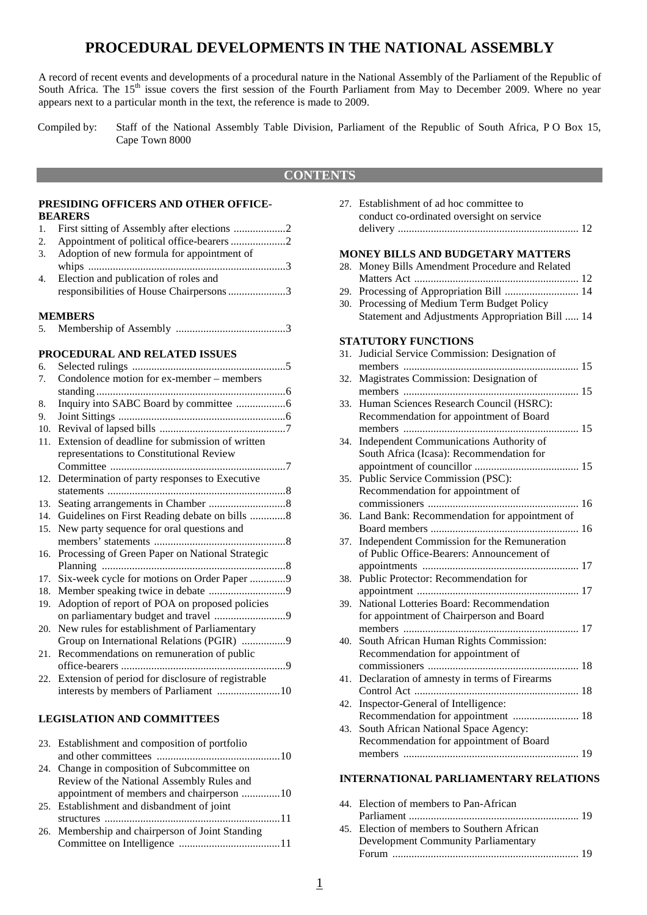# PROCEDURAL DEVELOPMENTS IN THE NATIONAL ASSEMBLY

A record of recent events and developments of a procedural nature in the National Assembly of the Parliament of the Republic of South Africa. The 15th issue covers the first session of the Fourth Parliament from May to December 2009. Where no year appears next to a particular month in the text, the reference is made to 2009.

Compiled by: Staff of the National Assembly Table Division, Parliament of the Republic of South Africa, P O Box 15, Cape Town 8000

## CONTENTS

**PRESIDING OFFICERS AND OTHER OFFICE-BEARERS**

1. First sitting of Assembly after elections ...................2
2. Appointment of political office-bearers ...................2
3. Adoption of new formula for appointment of whips .......................................................................3
4. Election and publication of roles and responsibilities of House Chairpersons .....................3

**MEMBERS**

5. Membership of Assembly ........................................3

**PROCEDURAL AND RELATED ISSUES**

6. Selected rulings .......................................................5
7. Condolence motion for ex-member – members standing....................................................................6
8. Inquiry into SABC Board by committee ..................6
9. Joint Sittings ............................................................6
10. Revival of lapsed bills .............................................7
11. Extension of deadline for submission of written representations to Constitutional Review Committee ...............................................................7
12. Determination of party responses to Executive statements ................................................................8
13. Seating arrangements in Chamber ............................8
14. Guidelines on First Reading debate on bills .............8
15. New party sequence for oral questions and members' statements ...............................................8
16. Processing of Green Paper on National Strategic Planning ..................................................................8
17. Six-week cycle for motions on Order Paper .............9
18. Member speaking twice in debate ............................9
19. Adoption of report of POA on proposed policies on parliamentary budget and travel ..........................9
20. New rules for establishment of Parliamentary Group on International Relations (PGIR) ................9
21. Recommendations on remuneration of public office-bearers ...........................................................9
22. Extension of period for disclosure of registrable interests by members of Parliament .......................10

**LEGISLATION AND COMMITTEES**

23. Establishment and composition of portfolio and other committees ............................................10
24. Change in composition of Subcommittee on Review of the National Assembly Rules and appointment of members and chairperson ..............10
25. Establishment and disbandment of joint structures ...............................................................11
26. Membership and chairperson of Joint Standing Committee on Intelligence .....................................11
27. Establishment of ad hoc committee to conduct co-ordinated oversight on service delivery .................................................................. 12

**MONEY BILLS AND BUDGETARY MATTERS**

28. Money Bills Amendment Procedure and Related Matters Act ............................................................ 12
29. Processing of Appropriation Bill ........................... 14
30. Processing of Medium Term Budget Policy Statement and Adjustments Appropriation Bill ..... 14

**STATUTORY FUNCTIONS**

31. Judicial Service Commission: Designation of members ............................................................... 15
32. Magistrates Commission: Designation of members ............................................................... 15
33. Human Sciences Research Council (HSRC): Recommendation for appointment of Board members ............................................................... 15
34. Independent Communications Authority of South Africa (Icasa): Recommendation for appointment of councillor ...................................... 15
35. Public Service Commission (PSC): Recommendation for appointment of commissioners ...................................................... 16
36. Land Bank: Recommendation for appointment of Board members ...................................................... 16
37. Independent Commission for the Remuneration of Public Office-Bearers: Announcement of appointments ........................................................ 17
38. Public Protector: Recommendation for appointment .......................................................... 17
39. National Lotteries Board: Recommendation for appointment of Chairperson and Board members ............................................................... 17
40. South African Human Rights Commission: Recommendation for appointment of commissioners ...................................................... 18
41. Declaration of amnesty in terms of Firearms Control Act ........................................................... 18
42. Inspector-General of Intelligence: Recommendation for appointment ........................ 18
43. South African National Space Agency: Recommendation for appointment of Board members ............................................................... 19

**INTERNATIONAL PARLIAMENTARY RELATIONS**

44. Election of members to Pan-African Parliament ............................................................. 19
45. Election of members to Southern African Development Community Parliamentary Forum ................................................................... 19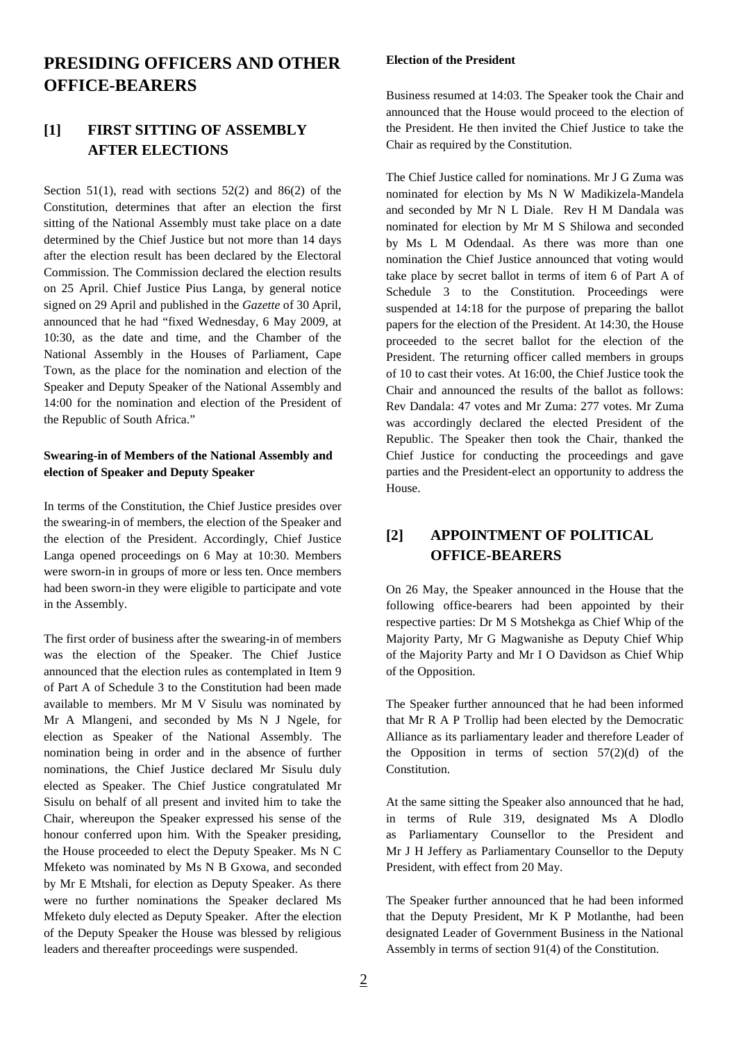# PRESIDING OFFICERS AND OTHER OFFICE-BEARERS

## [1] FIRST SITTING OF ASSEMBLY AFTER ELECTIONS

Section 51(1), read with sections 52(2) and 86(2) of the Constitution, determines that after an election the first sitting of the National Assembly must take place on a date determined by the Chief Justice but not more than 14 days after the election result has been declared by the Electoral Commission. The Commission declared the election results on 25 April. Chief Justice Pius Langa, by general notice signed on 29 April and published in the *Gazette* of 30 April, announced that he had "fixed Wednesday, 6 May 2009, at 10:30, as the date and time, and the Chamber of the National Assembly in the Houses of Parliament, Cape Town, as the place for the nomination and election of the Speaker and Deputy Speaker of the National Assembly and 14:00 for the nomination and election of the President of the Republic of South Africa."

**Swearing-in of Members of the National Assembly and election of Speaker and Deputy Speaker**

In terms of the Constitution, the Chief Justice presides over the swearing-in of members, the election of the Speaker and the election of the President. Accordingly, Chief Justice Langa opened proceedings on 6 May at 10:30. Members were sworn-in in groups of more or less ten. Once members had been sworn-in they were eligible to participate and vote in the Assembly.

The first order of business after the swearing-in of members was the election of the Speaker. The Chief Justice announced that the election rules as contemplated in Item 9 of Part A of Schedule 3 to the Constitution had been made available to members. Mr M V Sisulu was nominated by Mr A Mlangeni, and seconded by Ms N J Ngele, for election as Speaker of the National Assembly. The nomination being in order and in the absence of further nominations, the Chief Justice declared Mr Sisulu duly elected as Speaker. The Chief Justice congratulated Mr Sisulu on behalf of all present and invited him to take the Chair, whereupon the Speaker expressed his sense of the honour conferred upon him. With the Speaker presiding, the House proceeded to elect the Deputy Speaker. Ms N C Mfeketo was nominated by Ms N B Gxowa, and seconded by Mr E Mtshali, for election as Deputy Speaker. As there were no further nominations the Speaker declared Ms Mfeketo duly elected as Deputy Speaker. After the election of the Deputy Speaker the House was blessed by religious leaders and thereafter proceedings were suspended.

**Election of the President**

Business resumed at 14:03. The Speaker took the Chair and announced that the House would proceed to the election of the President. He then invited the Chief Justice to take the Chair as required by the Constitution.

The Chief Justice called for nominations. Mr J G Zuma was nominated for election by Ms N W Madikizela-Mandela and seconded by Mr N L Diale. Rev H M Dandala was nominated for election by Mr M S Shilowa and seconded by Ms L M Odendaal. As there was more than one nomination the Chief Justice announced that voting would take place by secret ballot in terms of item 6 of Part A of Schedule 3 to the Constitution. Proceedings were suspended at 14:18 for the purpose of preparing the ballot papers for the election of the President. At 14:30, the House proceeded to the secret ballot for the election of the President. The returning officer called members in groups of 10 to cast their votes. At 16:00, the Chief Justice took the Chair and announced the results of the ballot as follows: Rev Dandala: 47 votes and Mr Zuma: 277 votes. Mr Zuma was accordingly declared the elected President of the Republic. The Speaker then took the Chair, thanked the Chief Justice for conducting the proceedings and gave parties and the President-elect an opportunity to address the House.

## [2] APPOINTMENT OF POLITICAL OFFICE-BEARERS

On 26 May, the Speaker announced in the House that the following office-bearers had been appointed by their respective parties: Dr M S Motshekga as Chief Whip of the Majority Party, Mr G Magwanishe as Deputy Chief Whip of the Majority Party and Mr I O Davidson as Chief Whip of the Opposition.

The Speaker further announced that he had been informed that Mr R A P Trollip had been elected by the Democratic Alliance as its parliamentary leader and therefore Leader of the Opposition in terms of section 57(2)(d) of the Constitution.

At the same sitting the Speaker also announced that he had, in terms of Rule 319, designated Ms A Dlodlo as Parliamentary Counsellor to the President and Mr J H Jeffery as Parliamentary Counsellor to the Deputy President, with effect from 20 May.

The Speaker further announced that he had been informed that the Deputy President, Mr K P Motlanthe, had been designated Leader of Government Business in the National Assembly in terms of section 91(4) of the Constitution.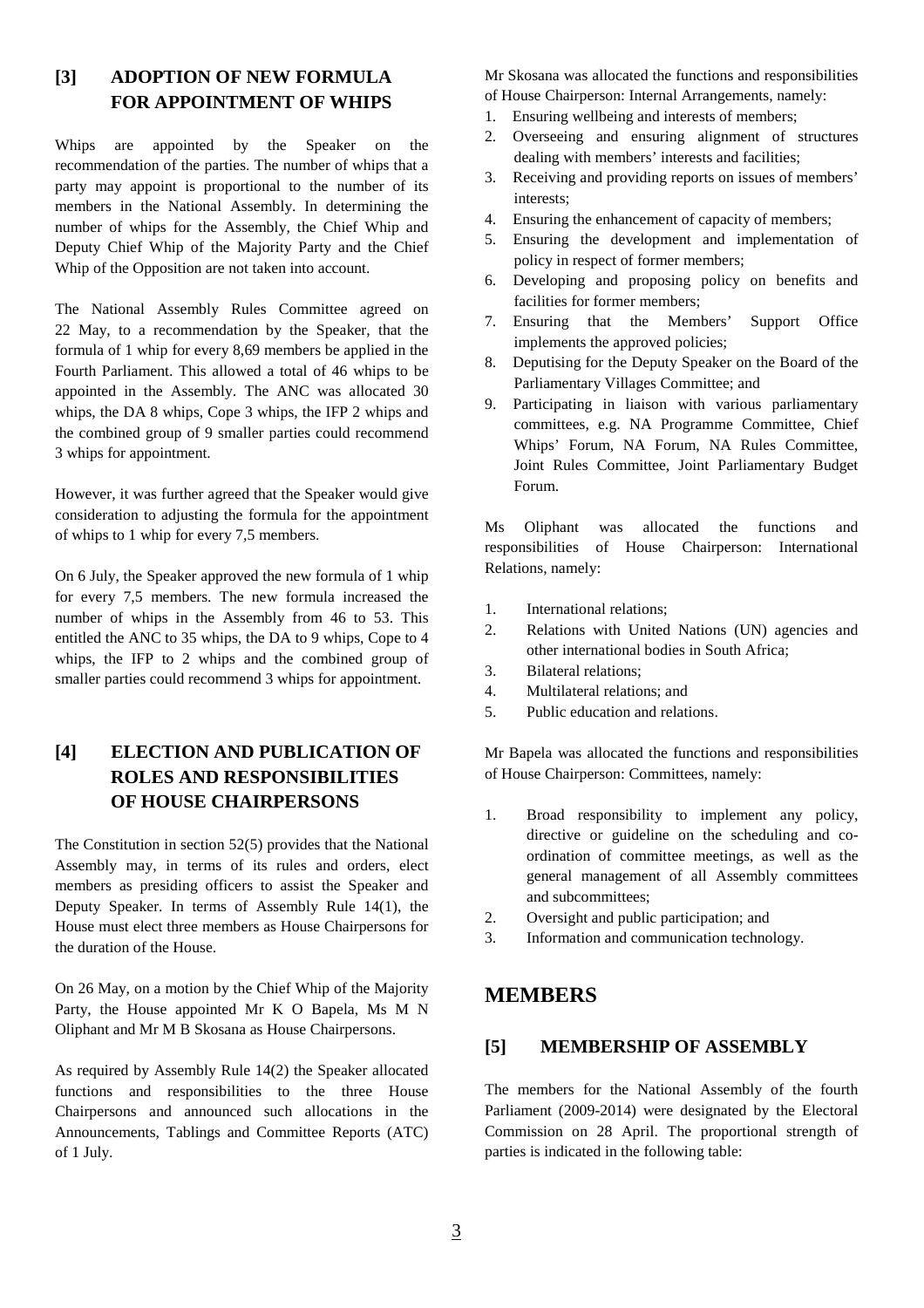## [3] ADOPTION OF NEW FORMULA FOR APPOINTMENT OF WHIPS

Whips are appointed by the Speaker on the recommendation of the parties. The number of whips that a party may appoint is proportional to the number of its members in the National Assembly. In determining the number of whips for the Assembly, the Chief Whip and Deputy Chief Whip of the Majority Party and the Chief Whip of the Opposition are not taken into account.

The National Assembly Rules Committee agreed on 22 May, to a recommendation by the Speaker, that the formula of 1 whip for every 8,69 members be applied in the Fourth Parliament. This allowed a total of 46 whips to be appointed in the Assembly. The ANC was allocated 30 whips, the DA 8 whips, Cope 3 whips, the IFP 2 whips and the combined group of 9 smaller parties could recommend 3 whips for appointment.

However, it was further agreed that the Speaker would give consideration to adjusting the formula for the appointment of whips to 1 whip for every 7,5 members.

On 6 July, the Speaker approved the new formula of 1 whip for every 7,5 members. The new formula increased the number of whips in the Assembly from 46 to 53. This entitled the ANC to 35 whips, the DA to 9 whips, Cope to 4 whips, the IFP to 2 whips and the combined group of smaller parties could recommend 3 whips for appointment.

## [4] ELECTION AND PUBLICATION OF ROLES AND RESPONSIBILITIES OF HOUSE CHAIRPERSONS

The Constitution in section 52(5) provides that the National Assembly may, in terms of its rules and orders, elect members as presiding officers to assist the Speaker and Deputy Speaker. In terms of Assembly Rule 14(1), the House must elect three members as House Chairpersons for the duration of the House.

On 26 May, on a motion by the Chief Whip of the Majority Party, the House appointed Mr K O Bapela, Ms M N Oliphant and Mr M B Skosana as House Chairpersons.

As required by Assembly Rule 14(2) the Speaker allocated functions and responsibilities to the three House Chairpersons and announced such allocations in the Announcements, Tablings and Committee Reports (ATC) of 1 July.

Mr Skosana was allocated the functions and responsibilities of House Chairperson: Internal Arrangements, namely:

1. Ensuring wellbeing and interests of members;
2. Overseeing and ensuring alignment of structures dealing with members' interests and facilities;
3. Receiving and providing reports on issues of members' interests;
4. Ensuring the enhancement of capacity of members;
5. Ensuring the development and implementation of policy in respect of former members;
6. Developing and proposing policy on benefits and facilities for former members;
7. Ensuring that the Members' Support Office implements the approved policies;
8. Deputising for the Deputy Speaker on the Board of the Parliamentary Villages Committee; and
9. Participating in liaison with various parliamentary committees, e.g. NA Programme Committee, Chief Whips' Forum, NA Forum, NA Rules Committee, Joint Rules Committee, Joint Parliamentary Budget Forum.

Ms Oliphant was allocated the functions and responsibilities of House Chairperson: International Relations, namely:

1. International relations;
2. Relations with United Nations (UN) agencies and other international bodies in South Africa;
3. Bilateral relations;
4. Multilateral relations; and
5. Public education and relations.

Mr Bapela was allocated the functions and responsibilities of House Chairperson: Committees, namely:

1. Broad responsibility to implement any policy, directive or guideline on the scheduling and co-ordination of committee meetings, as well as the general management of all Assembly committees and subcommittees;
2. Oversight and public participation; and
3. Information and communication technology.

# MEMBERS

## [5] MEMBERSHIP OF ASSEMBLY

The members for the National Assembly of the fourth Parliament (2009-2014) were designated by the Electoral Commission on 28 April. The proportional strength of parties is indicated in the following table: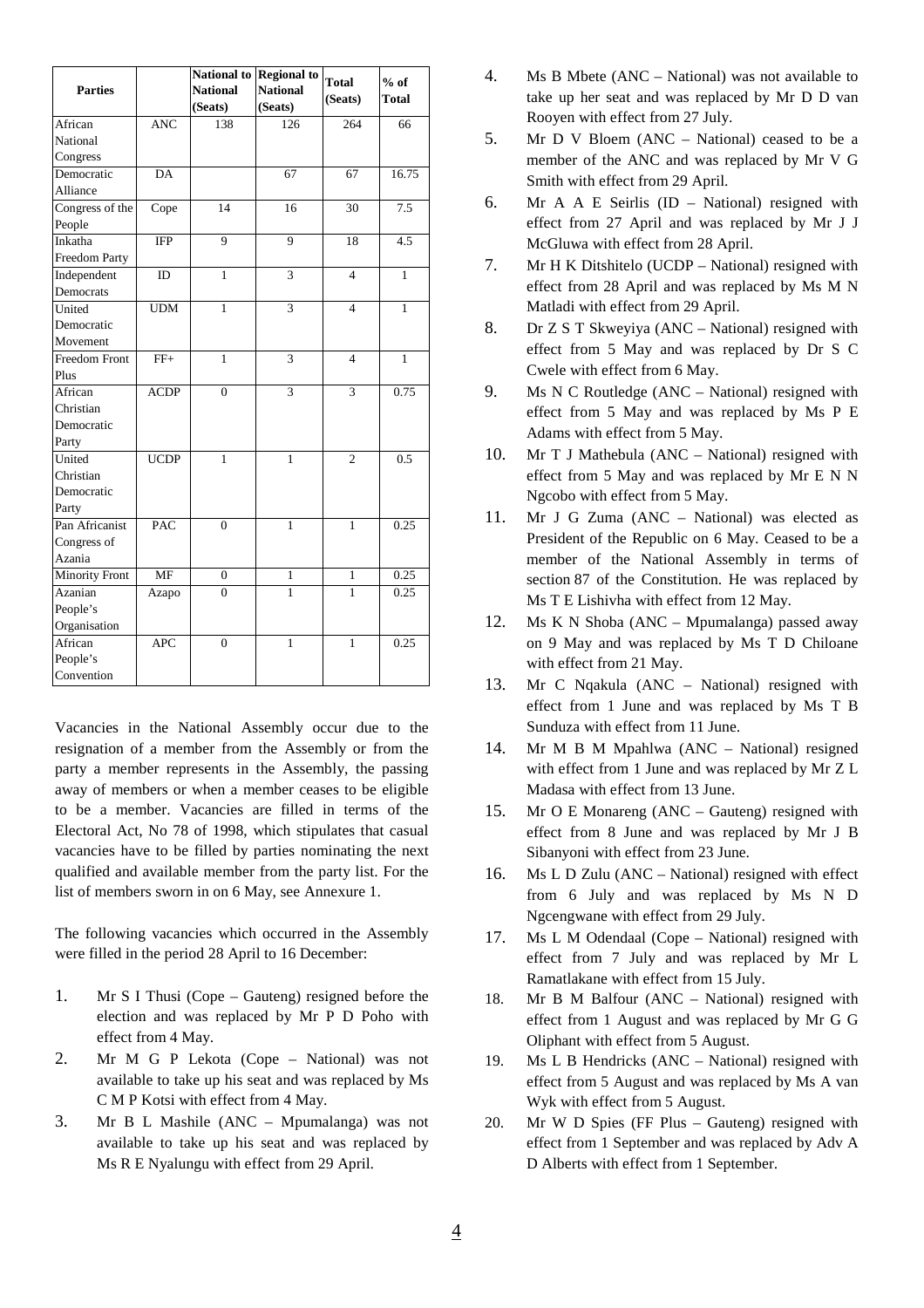| Parties | | National to National (Seats) | Regional to National (Seats) | Total (Seats) | % of Total |
|---|---|---|---|---|---|
| African National Congress | ANC | 138 | 126 | 264 | 66 |
| Democratic Alliance | DA | | 67 | 67 | 16.75 |
| Congress of the People | Cope | 14 | 16 | 30 | 7.5 |
| Inkatha Freedom Party | IFP | 9 | 9 | 18 | 4.5 |
| Independent Democrats | ID | 1 | 3 | 4 | 1 |
| United Democratic Movement | UDM | 1 | 3 | 4 | 1 |
| Freedom Front Plus | FF+ | 1 | 3 | 4 | 1 |
| African Christian Democratic Party | ACDP | 0 | 3 | 3 | 0.75 |
| United Christian Democratic Party | UCDP | 1 | 1 | 2 | 0.5 |
| Pan Africanist Congress of Azania | PAC | 0 | 1 | 1 | 0.25 |
| Minority Front | MF | 0 | 1 | 1 | 0.25 |
| Azanian People's Organisation | Azapo | 0 | 1 | 1 | 0.25 |
| African People's Convention | APC | 0 | 1 | 1 | 0.25 |

Vacancies in the National Assembly occur due to the resignation of a member from the Assembly or from the party a member represents in the Assembly, the passing away of members or when a member ceases to be eligible to be a member. Vacancies are filled in terms of the Electoral Act, No 78 of 1998, which stipulates that casual vacancies have to be filled by parties nominating the next qualified and available member from the party list. For the list of members sworn in on 6 May, see Annexure 1.

The following vacancies which occurred in the Assembly were filled in the period 28 April to 16 December:

1. Mr S I Thusi (Cope – Gauteng) resigned before the election and was replaced by Mr P D Poho with effect from 4 May.
2. Mr M G P Lekota (Cope – National) was not available to take up his seat and was replaced by Ms C M P Kotsi with effect from 4 May.
3. Mr B L Mashile (ANC – Mpumalanga) was not available to take up his seat and was replaced by Ms R E Nyalungu with effect from 29 April.
4. Ms B Mbete (ANC – National) was not available to take up her seat and was replaced by Mr D D van Rooyen with effect from 27 July.
5. Mr D V Bloem (ANC – National) ceased to be a member of the ANC and was replaced by Mr V G Smith with effect from 29 April.
6. Mr A A E Seirlis (ID – National) resigned with effect from 27 April and was replaced by Mr J J McGluwa with effect from 28 April.
7. Mr H K Ditshitelo (UCDP – National) resigned with effect from 28 April and was replaced by Ms M N Matladi with effect from 29 April.
8. Dr Z S T Skweyiya (ANC – National) resigned with effect from 5 May and was replaced by Dr S C Cwele with effect from 6 May.
9. Ms N C Routledge (ANC – National) resigned with effect from 5 May and was replaced by Ms P E Adams with effect from 5 May.
10. Mr T J Mathebula (ANC – National) resigned with effect from 5 May and was replaced by Mr E N N Ngcobo with effect from 5 May.
11. Mr J G Zuma (ANC – National) was elected as President of the Republic on 6 May. Ceased to be a member of the National Assembly in terms of section 87 of the Constitution. He was replaced by Ms T E Lishivha with effect from 12 May.
12. Ms K N Shoba (ANC – Mpumalanga) passed away on 9 May and was replaced by Ms T D Chiloane with effect from 21 May.
13. Mr C Nqakula (ANC – National) resigned with effect from 1 June and was replaced by Ms T B Sunduza with effect from 11 June.
14. Mr M B M Mpahlwa (ANC – National) resigned with effect from 1 June and was replaced by Mr Z L Madasa with effect from 13 June.
15. Mr O E Monareng (ANC – Gauteng) resigned with effect from 8 June and was replaced by Mr J B Sibanyoni with effect from 23 June.
16. Ms L D Zulu (ANC – National) resigned with effect from 6 July and was replaced by Ms N D Ngcengwane with effect from 29 July.
17. Ms L M Odendaal (Cope – National) resigned with effect from 7 July and was replaced by Mr L Ramatlakane with effect from 15 July.
18. Mr B M Balfour (ANC – National) resigned with effect from 1 August and was replaced by Mr G G Oliphant with effect from 5 August.
19. Ms L B Hendricks (ANC – National) resigned with effect from 5 August and was replaced by Ms A van Wyk with effect from 5 August.
20. Mr W D Spies (FF Plus – Gauteng) resigned with effect from 1 September and was replaced by Adv A D Alberts with effect from 1 September.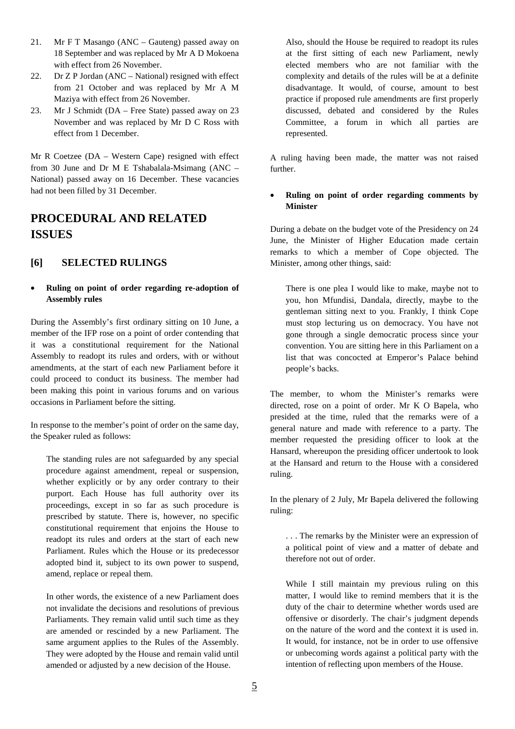21. Mr F T Masango (ANC – Gauteng) passed away on 18 September and was replaced by Mr A D Mokoena with effect from 26 November.
22. Dr Z P Jordan (ANC – National) resigned with effect from 21 October and was replaced by Mr A M Maziya with effect from 26 November.
23. Mr J Schmidt (DA – Free State) passed away on 23 November and was replaced by Mr D C Ross with effect from 1 December.

Mr R Coetzee (DA – Western Cape) resigned with effect from 30 June and Dr M E Tshabalala-Msimang (ANC – National) passed away on 16 December. These vacancies had not been filled by 31 December.

# PROCEDURAL AND RELATED ISSUES

## [6] SELECTED RULINGS

- **Ruling on point of order regarding re-adoption of Assembly rules**

During the Assembly's first ordinary sitting on 10 June, a member of the IFP rose on a point of order contending that it was a constitutional requirement for the National Assembly to readopt its rules and orders, with or without amendments, at the start of each new Parliament before it could proceed to conduct its business. The member had been making this point in various forums and on various occasions in Parliament before the sitting.

In response to the member's point of order on the same day, the Speaker ruled as follows:

> The standing rules are not safeguarded by any special procedure against amendment, repeal or suspension, whether explicitly or by any order contrary to their purport. Each House has full authority over its proceedings, except in so far as such procedure is prescribed by statute. There is, however, no specific constitutional requirement that enjoins the House to readopt its rules and orders at the start of each new Parliament. Rules which the House or its predecessor adopted bind it, subject to its own power to suspend, amend, replace or repeal them.
>
> In other words, the existence of a new Parliament does not invalidate the decisions and resolutions of previous Parliaments. They remain valid until such time as they are amended or rescinded by a new Parliament. The same argument applies to the Rules of the Assembly. They were adopted by the House and remain valid until amended or adjusted by a new decision of the House.
>
> Also, should the House be required to readopt its rules at the first sitting of each new Parliament, newly elected members who are not familiar with the complexity and details of the rules will be at a definite disadvantage. It would, of course, amount to best practice if proposed rule amendments are first properly discussed, debated and considered by the Rules Committee, a forum in which all parties are represented.

A ruling having been made, the matter was not raised further.

- **Ruling on point of order regarding comments by Minister**

During a debate on the budget vote of the Presidency on 24 June, the Minister of Higher Education made certain remarks to which a member of Cope objected. The Minister, among other things, said:

> There is one plea I would like to make, maybe not to you, hon Mfundisi, Dandala, directly, maybe to the gentleman sitting next to you. Frankly, I think Cope must stop lecturing us on democracy. You have not gone through a single democratic process since your convention. You are sitting here in this Parliament on a list that was concocted at Emperor's Palace behind people's backs.

The member, to whom the Minister's remarks were directed, rose on a point of order. Mr K O Bapela, who presided at the time, ruled that the remarks were of a general nature and made with reference to a party. The member requested the presiding officer to look at the Hansard, whereupon the presiding officer undertook to look at the Hansard and return to the House with a considered ruling.

In the plenary of 2 July, Mr Bapela delivered the following ruling:

> . . . The remarks by the Minister were an expression of a political point of view and a matter of debate and therefore not out of order.
>
> While I still maintain my previous ruling on this matter, I would like to remind members that it is the duty of the chair to determine whether words used are offensive or disorderly. The chair's judgment depends on the nature of the word and the context it is used in. It would, for instance, not be in order to use offensive or unbecoming words against a political party with the intention of reflecting upon members of the House.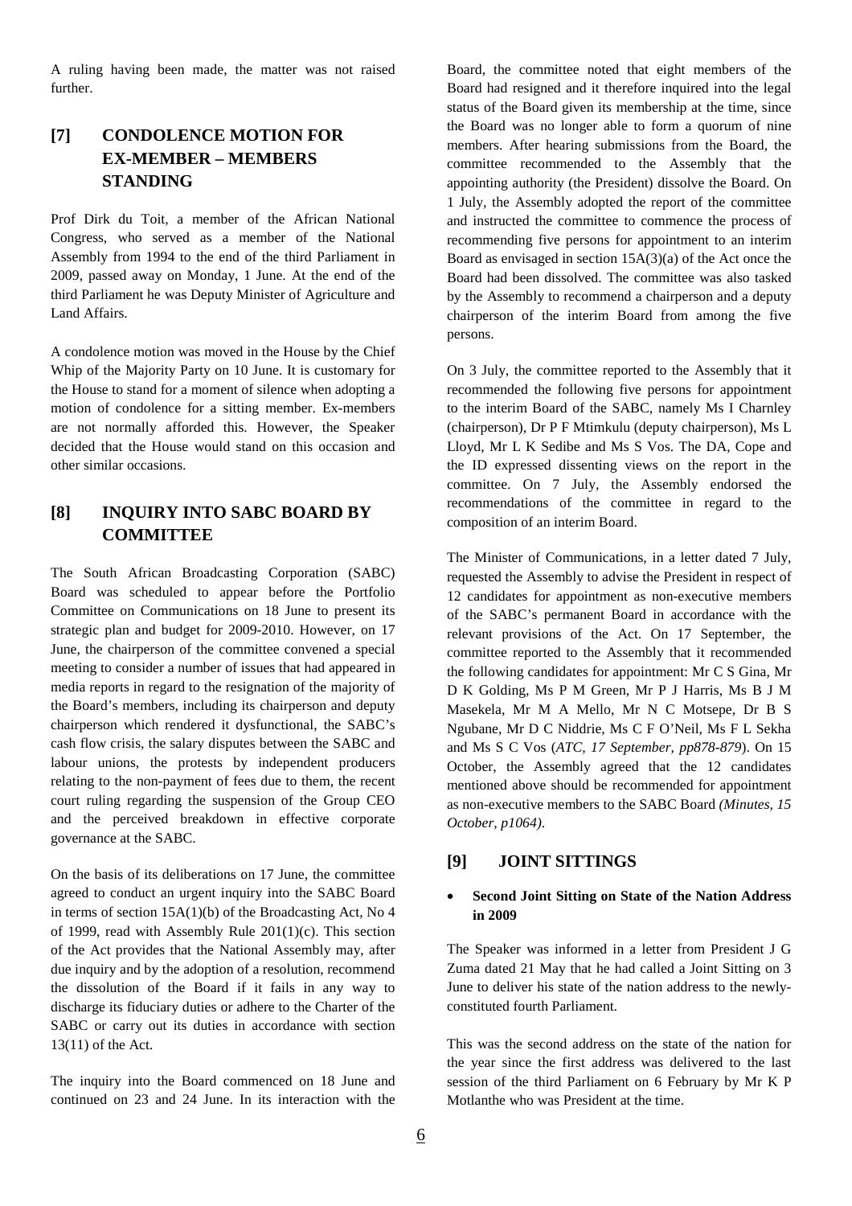A ruling having been made, the matter was not raised further.

## [7] CONDOLENCE MOTION FOR EX-MEMBER – MEMBERS STANDING

Prof Dirk du Toit, a member of the African National Congress, who served as a member of the National Assembly from 1994 to the end of the third Parliament in 2009, passed away on Monday, 1 June. At the end of the third Parliament he was Deputy Minister of Agriculture and Land Affairs.

A condolence motion was moved in the House by the Chief Whip of the Majority Party on 10 June. It is customary for the House to stand for a moment of silence when adopting a motion of condolence for a sitting member. Ex-members are not normally afforded this. However, the Speaker decided that the House would stand on this occasion and other similar occasions.

## [8] INQUIRY INTO SABC BOARD BY COMMITTEE

The South African Broadcasting Corporation (SABC) Board was scheduled to appear before the Portfolio Committee on Communications on 18 June to present its strategic plan and budget for 2009-2010. However, on 17 June, the chairperson of the committee convened a special meeting to consider a number of issues that had appeared in media reports in regard to the resignation of the majority of the Board's members, including its chairperson and deputy chairperson which rendered it dysfunctional, the SABC's cash flow crisis, the salary disputes between the SABC and labour unions, the protests by independent producers relating to the non-payment of fees due to them, the recent court ruling regarding the suspension of the Group CEO and the perceived breakdown in effective corporate governance at the SABC.

On the basis of its deliberations on 17 June, the committee agreed to conduct an urgent inquiry into the SABC Board in terms of section 15A(1)(b) of the Broadcasting Act, No 4 of 1999, read with Assembly Rule 201(1)(c). This section of the Act provides that the National Assembly may, after due inquiry and by the adoption of a resolution, recommend the dissolution of the Board if it fails in any way to discharge its fiduciary duties or adhere to the Charter of the SABC or carry out its duties in accordance with section 13(11) of the Act.

The inquiry into the Board commenced on 18 June and continued on 23 and 24 June. In its interaction with the Board, the committee noted that eight members of the Board had resigned and it therefore inquired into the legal status of the Board given its membership at the time, since the Board was no longer able to form a quorum of nine members. After hearing submissions from the Board, the committee recommended to the Assembly that the appointing authority (the President) dissolve the Board. On 1 July, the Assembly adopted the report of the committee and instructed the committee to commence the process of recommending five persons for appointment to an interim Board as envisaged in section 15A(3)(a) of the Act once the Board had been dissolved. The committee was also tasked by the Assembly to recommend a chairperson and a deputy chairperson of the interim Board from among the five persons.

On 3 July, the committee reported to the Assembly that it recommended the following five persons for appointment to the interim Board of the SABC, namely Ms I Charnley (chairperson), Dr P F Mtimkulu (deputy chairperson), Ms L Lloyd, Mr L K Sedibe and Ms S Vos. The DA, Cope and the ID expressed dissenting views on the report in the committee. On 7 July, the Assembly endorsed the recommendations of the committee in regard to the composition of an interim Board.

The Minister of Communications, in a letter dated 7 July, requested the Assembly to advise the President in respect of 12 candidates for appointment as non-executive members of the SABC's permanent Board in accordance with the relevant provisions of the Act. On 17 September, the committee reported to the Assembly that it recommended the following candidates for appointment: Mr C S Gina, Mr D K Golding, Ms P M Green, Mr P J Harris, Ms B J M Masekela, Mr M A Mello, Mr N C Motsepe, Dr B S Ngubane, Mr D C Niddrie, Ms C F O'Neil, Ms F L Sekha and Ms S C Vos (*ATC, 17 September, pp878-879*). On 15 October, the Assembly agreed that the 12 candidates mentioned above should be recommended for appointment as non-executive members to the SABC Board *(Minutes, 15 October, p1064)*.

## [9] JOINT SITTINGS

- **Second Joint Sitting on State of the Nation Address in 2009**

The Speaker was informed in a letter from President J G Zuma dated 21 May that he had called a Joint Sitting on 3 June to deliver his state of the nation address to the newly-constituted fourth Parliament.

This was the second address on the state of the nation for the year since the first address was delivered to the last session of the third Parliament on 6 February by Mr K P Motlanthe who was President at the time.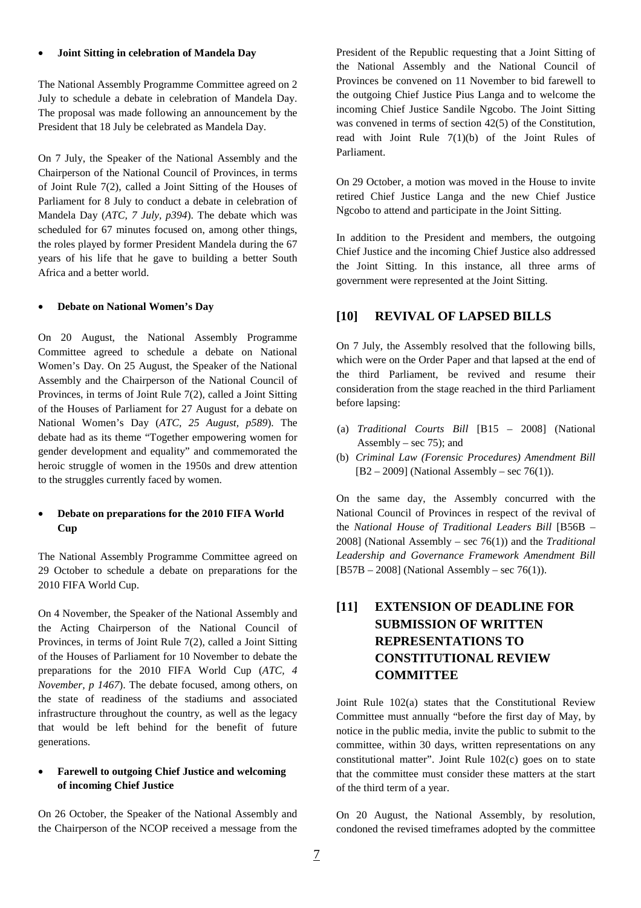- **Joint Sitting in celebration of Mandela Day**

The National Assembly Programme Committee agreed on 2 July to schedule a debate in celebration of Mandela Day. The proposal was made following an announcement by the President that 18 July be celebrated as Mandela Day.

On 7 July, the Speaker of the National Assembly and the Chairperson of the National Council of Provinces, in terms of Joint Rule 7(2), called a Joint Sitting of the Houses of Parliament for 8 July to conduct a debate in celebration of Mandela Day (*ATC, 7 July, p394*). The debate which was scheduled for 67 minutes focused on, among other things, the roles played by former President Mandela during the 67 years of his life that he gave to building a better South Africa and a better world.

- **Debate on National Women's Day**

On 20 August, the National Assembly Programme Committee agreed to schedule a debate on National Women's Day. On 25 August, the Speaker of the National Assembly and the Chairperson of the National Council of Provinces, in terms of Joint Rule 7(2), called a Joint Sitting of the Houses of Parliament for 27 August for a debate on National Women's Day (*ATC, 25 August, p589*). The debate had as its theme "Together empowering women for gender development and equality" and commemorated the heroic struggle of women in the 1950s and drew attention to the struggles currently faced by women.

- **Debate on preparations for the 2010 FIFA World Cup**

The National Assembly Programme Committee agreed on 29 October to schedule a debate on preparations for the 2010 FIFA World Cup.

On 4 November, the Speaker of the National Assembly and the Acting Chairperson of the National Council of Provinces, in terms of Joint Rule 7(2), called a Joint Sitting of the Houses of Parliament for 10 November to debate the preparations for the 2010 FIFA World Cup (*ATC, 4 November, p 1467*). The debate focused, among others, on the state of readiness of the stadiums and associated infrastructure throughout the country, as well as the legacy that would be left behind for the benefit of future generations.

- **Farewell to outgoing Chief Justice and welcoming of incoming Chief Justice**

On 26 October, the Speaker of the National Assembly and the Chairperson of the NCOP received a message from the President of the Republic requesting that a Joint Sitting of the National Assembly and the National Council of Provinces be convened on 11 November to bid farewell to the outgoing Chief Justice Pius Langa and to welcome the incoming Chief Justice Sandile Ngcobo. The Joint Sitting was convened in terms of section 42(5) of the Constitution, read with Joint Rule 7(1)(b) of the Joint Rules of Parliament.

On 29 October, a motion was moved in the House to invite retired Chief Justice Langa and the new Chief Justice Ngcobo to attend and participate in the Joint Sitting.

In addition to the President and members, the outgoing Chief Justice and the incoming Chief Justice also addressed the Joint Sitting. In this instance, all three arms of government were represented at the Joint Sitting.

## [10] REVIVAL OF LAPSED BILLS

On 7 July, the Assembly resolved that the following bills, which were on the Order Paper and that lapsed at the end of the third Parliament, be revived and resume their consideration from the stage reached in the third Parliament before lapsing:

(a) *Traditional Courts Bill* [B15 – 2008] (National Assembly – sec 75); and
(b) *Criminal Law (Forensic Procedures) Amendment Bill* [B2 – 2009] (National Assembly – sec 76(1)).

On the same day, the Assembly concurred with the National Council of Provinces in respect of the revival of the *National House of Traditional Leaders Bill* [B56B – 2008] (National Assembly – sec 76(1)) and the *Traditional Leadership and Governance Framework Amendment Bill* [B57B – 2008] (National Assembly – sec 76(1)).

## [11] EXTENSION OF DEADLINE FOR SUBMISSION OF WRITTEN REPRESENTATIONS TO CONSTITUTIONAL REVIEW COMMITTEE

Joint Rule 102(a) states that the Constitutional Review Committee must annually "before the first day of May, by notice in the public media, invite the public to submit to the committee, within 30 days, written representations on any constitutional matter". Joint Rule 102(c) goes on to state that the committee must consider these matters at the start of the third term of a year.

On 20 August, the National Assembly, by resolution, condoned the revised timeframes adopted by the committee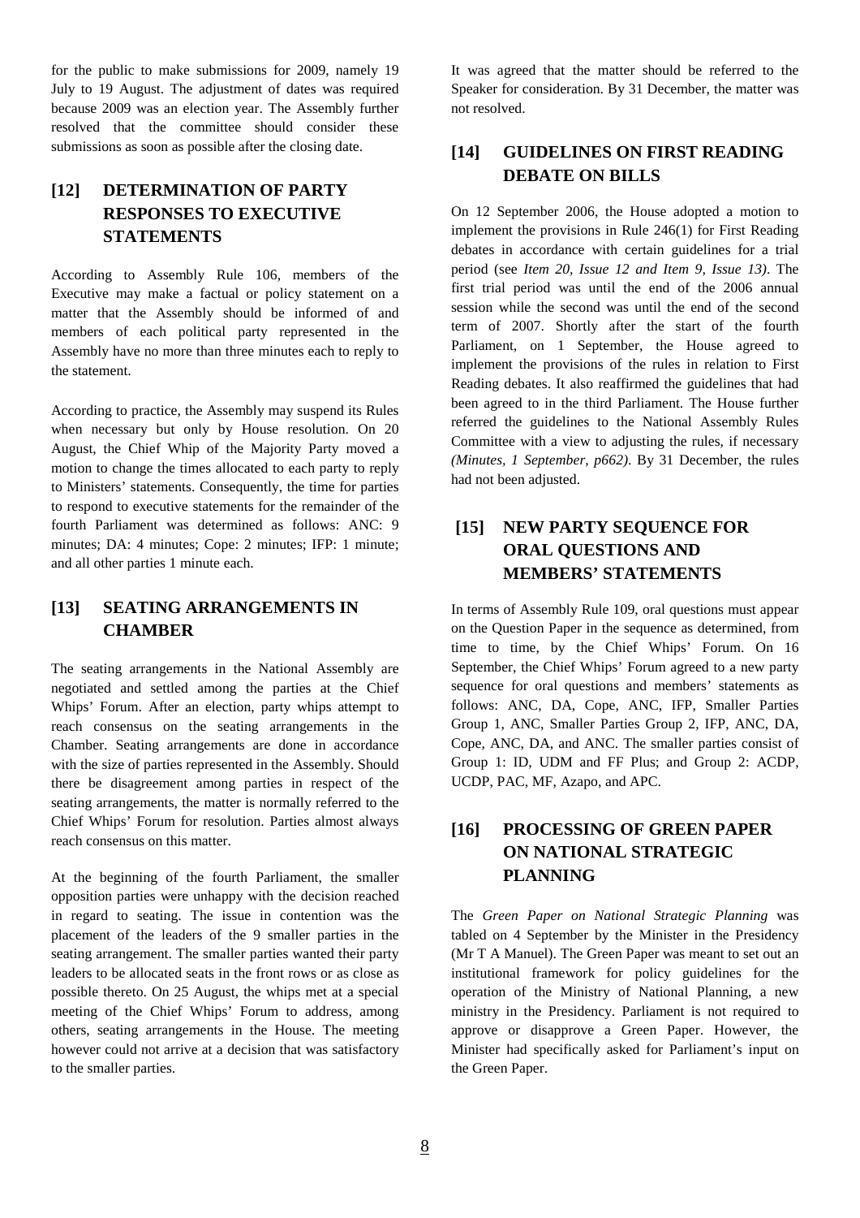for the public to make submissions for 2009, namely 19 July to 19 August. The adjustment of dates was required because 2009 was an election year. The Assembly further resolved that the committee should consider these submissions as soon as possible after the closing date.

## [12] DETERMINATION OF PARTY RESPONSES TO EXECUTIVE STATEMENTS

According to Assembly Rule 106, members of the Executive may make a factual or policy statement on a matter that the Assembly should be informed of and members of each political party represented in the Assembly have no more than three minutes each to reply to the statement.

According to practice, the Assembly may suspend its Rules when necessary but only by House resolution. On 20 August, the Chief Whip of the Majority Party moved a motion to change the times allocated to each party to reply to Ministers' statements. Consequently, the time for parties to respond to executive statements for the remainder of the fourth Parliament was determined as follows: ANC: 9 minutes; DA: 4 minutes; Cope: 2 minutes; IFP: 1 minute; and all other parties 1 minute each.

## [13] SEATING ARRANGEMENTS IN CHAMBER

The seating arrangements in the National Assembly are negotiated and settled among the parties at the Chief Whips' Forum. After an election, party whips attempt to reach consensus on the seating arrangements in the Chamber. Seating arrangements are done in accordance with the size of parties represented in the Assembly. Should there be disagreement among parties in respect of the seating arrangements, the matter is normally referred to the Chief Whips' Forum for resolution. Parties almost always reach consensus on this matter.

At the beginning of the fourth Parliament, the smaller opposition parties were unhappy with the decision reached in regard to seating. The issue in contention was the placement of the leaders of the 9 smaller parties in the seating arrangement. The smaller parties wanted their party leaders to be allocated seats in the front rows or as close as possible thereto. On 25 August, the whips met at a special meeting of the Chief Whips' Forum to address, among others, seating arrangements in the House. The meeting however could not arrive at a decision that was satisfactory to the smaller parties.

It was agreed that the matter should be referred to the Speaker for consideration. By 31 December, the matter was not resolved.

## [14] GUIDELINES ON FIRST READING DEBATE ON BILLS

On 12 September 2006, the House adopted a motion to implement the provisions in Rule 246(1) for First Reading debates in accordance with certain guidelines for a trial period (see *Item 20, Issue 12 and Item 9, Issue 13)*. The first trial period was until the end of the 2006 annual session while the second was until the end of the second term of 2007. Shortly after the start of the fourth Parliament, on 1 September, the House agreed to implement the provisions of the rules in relation to First Reading debates. It also reaffirmed the guidelines that had been agreed to in the third Parliament. The House further referred the guidelines to the National Assembly Rules Committee with a view to adjusting the rules, if necessary *(Minutes, 1 September, p662)*. By 31 December, the rules had not been adjusted.

## [15] NEW PARTY SEQUENCE FOR ORAL QUESTIONS AND MEMBERS' STATEMENTS

In terms of Assembly Rule 109, oral questions must appear on the Question Paper in the sequence as determined, from time to time, by the Chief Whips' Forum. On 16 September, the Chief Whips' Forum agreed to a new party sequence for oral questions and members' statements as follows: ANC, DA, Cope, ANC, IFP, Smaller Parties Group 1, ANC, Smaller Parties Group 2, IFP, ANC, DA, Cope, ANC, DA, and ANC. The smaller parties consist of Group 1: ID, UDM and FF Plus; and Group 2: ACDP, UCDP, PAC, MF, Azapo, and APC.

## [16] PROCESSING OF GREEN PAPER ON NATIONAL STRATEGIC PLANNING

The *Green Paper on National Strategic Planning* was tabled on 4 September by the Minister in the Presidency (Mr T A Manuel). The Green Paper was meant to set out an institutional framework for policy guidelines for the operation of the Ministry of National Planning, a new ministry in the Presidency. Parliament is not required to approve or disapprove a Green Paper. However, the Minister had specifically asked for Parliament's input on the Green Paper.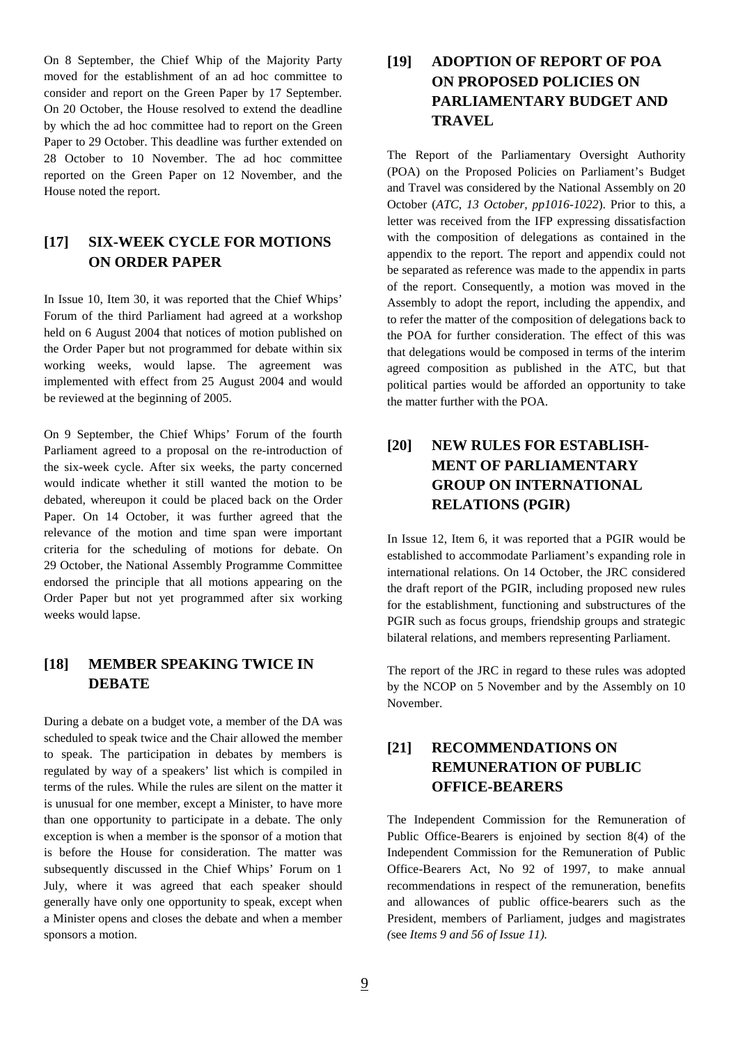On 8 September, the Chief Whip of the Majority Party moved for the establishment of an ad hoc committee to consider and report on the Green Paper by 17 September. On 20 October, the House resolved to extend the deadline by which the ad hoc committee had to report on the Green Paper to 29 October. This deadline was further extended on 28 October to 10 November. The ad hoc committee reported on the Green Paper on 12 November, and the House noted the report.

## [17] SIX-WEEK CYCLE FOR MOTIONS ON ORDER PAPER

In Issue 10, Item 30, it was reported that the Chief Whips' Forum of the third Parliament had agreed at a workshop held on 6 August 2004 that notices of motion published on the Order Paper but not programmed for debate within six working weeks, would lapse. The agreement was implemented with effect from 25 August 2004 and would be reviewed at the beginning of 2005.

On 9 September, the Chief Whips' Forum of the fourth Parliament agreed to a proposal on the re-introduction of the six-week cycle. After six weeks, the party concerned would indicate whether it still wanted the motion to be debated, whereupon it could be placed back on the Order Paper. On 14 October, it was further agreed that the relevance of the motion and time span were important criteria for the scheduling of motions for debate. On 29 October, the National Assembly Programme Committee endorsed the principle that all motions appearing on the Order Paper but not yet programmed after six working weeks would lapse.

## [18] MEMBER SPEAKING TWICE IN DEBATE

During a debate on a budget vote, a member of the DA was scheduled to speak twice and the Chair allowed the member to speak. The participation in debates by members is regulated by way of a speakers' list which is compiled in terms of the rules. While the rules are silent on the matter it is unusual for one member, except a Minister, to have more than one opportunity to participate in a debate. The only exception is when a member is the sponsor of a motion that is before the House for consideration. The matter was subsequently discussed in the Chief Whips' Forum on 1 July, where it was agreed that each speaker should generally have only one opportunity to speak, except when a Minister opens and closes the debate and when a member sponsors a motion.

## [19] ADOPTION OF REPORT OF POA ON PROPOSED POLICIES ON PARLIAMENTARY BUDGET AND TRAVEL

The Report of the Parliamentary Oversight Authority (POA) on the Proposed Policies on Parliament's Budget and Travel was considered by the National Assembly on 20 October (*ATC, 13 October, pp1016-1022*). Prior to this, a letter was received from the IFP expressing dissatisfaction with the composition of delegations as contained in the appendix to the report. The report and appendix could not be separated as reference was made to the appendix in parts of the report. Consequently, a motion was moved in the Assembly to adopt the report, including the appendix, and to refer the matter of the composition of delegations back to the POA for further consideration. The effect of this was that delegations would be composed in terms of the interim agreed composition as published in the ATC, but that political parties would be afforded an opportunity to take the matter further with the POA.

## [20] NEW RULES FOR ESTABLISHMENT OF PARLIAMENTARY GROUP ON INTERNATIONAL RELATIONS (PGIR)

In Issue 12, Item 6, it was reported that a PGIR would be established to accommodate Parliament's expanding role in international relations. On 14 October, the JRC considered the draft report of the PGIR, including proposed new rules for the establishment, functioning and substructures of the PGIR such as focus groups, friendship groups and strategic bilateral relations, and members representing Parliament.

The report of the JRC in regard to these rules was adopted by the NCOP on 5 November and by the Assembly on 10 November.

## [21] RECOMMENDATIONS ON REMUNERATION OF PUBLIC OFFICE-BEARERS

The Independent Commission for the Remuneration of Public Office-Bearers is enjoined by section 8(4) of the Independent Commission for the Remuneration of Public Office-Bearers Act, No 92 of 1997, to make annual recommendations in respect of the remuneration, benefits and allowances of public office-bearers such as the President, members of Parliament, judges and magistrates *(*see *Items 9 and 56 of Issue 11).*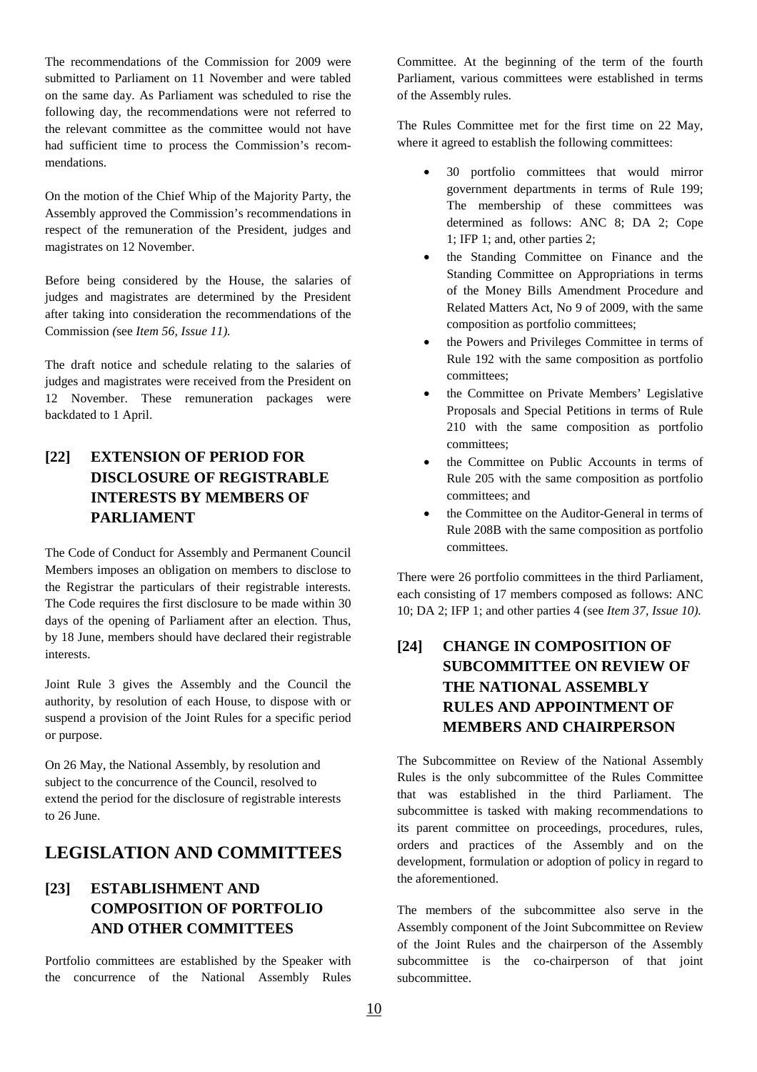The recommendations of the Commission for 2009 were submitted to Parliament on 11 November and were tabled on the same day. As Parliament was scheduled to rise the following day, the recommendations were not referred to the relevant committee as the committee would not have had sufficient time to process the Commission's recommendations.

On the motion of the Chief Whip of the Majority Party, the Assembly approved the Commission's recommendations in respect of the remuneration of the President, judges and magistrates on 12 November.

Before being considered by the House, the salaries of judges and magistrates are determined by the President after taking into consideration the recommendations of the Commission *(*see *Item 56, Issue 11).*

The draft notice and schedule relating to the salaries of judges and magistrates were received from the President on 12 November. These remuneration packages were backdated to 1 April.

## [22] EXTENSION OF PERIOD FOR DISCLOSURE OF REGISTRABLE INTERESTS BY MEMBERS OF PARLIAMENT

The Code of Conduct for Assembly and Permanent Council Members imposes an obligation on members to disclose to the Registrar the particulars of their registrable interests. The Code requires the first disclosure to be made within 30 days of the opening of Parliament after an election. Thus, by 18 June, members should have declared their registrable interests.

Joint Rule 3 gives the Assembly and the Council the authority, by resolution of each House, to dispose with or suspend a provision of the Joint Rules for a specific period or purpose.

On 26 May, the National Assembly, by resolution and subject to the concurrence of the Council, resolved to extend the period for the disclosure of registrable interests to 26 June.

# LEGISLATION AND COMMITTEES

## [23] ESTABLISHMENT AND COMPOSITION OF PORTFOLIO AND OTHER COMMITTEES

Portfolio committees are established by the Speaker with the concurrence of the National Assembly Rules Committee. At the beginning of the term of the fourth Parliament, various committees were established in terms of the Assembly rules.

The Rules Committee met for the first time on 22 May, where it agreed to establish the following committees:

- 30 portfolio committees that would mirror government departments in terms of Rule 199; The membership of these committees was determined as follows: ANC 8; DA 2; Cope 1; IFP 1; and, other parties 2;
- the Standing Committee on Finance and the Standing Committee on Appropriations in terms of the Money Bills Amendment Procedure and Related Matters Act, No 9 of 2009, with the same composition as portfolio committees;
- the Powers and Privileges Committee in terms of Rule 192 with the same composition as portfolio committees;
- the Committee on Private Members' Legislative Proposals and Special Petitions in terms of Rule 210 with the same composition as portfolio committees;
- the Committee on Public Accounts in terms of Rule 205 with the same composition as portfolio committees; and
- the Committee on the Auditor-General in terms of Rule 208B with the same composition as portfolio committees.

There were 26 portfolio committees in the third Parliament, each consisting of 17 members composed as follows: ANC 10; DA 2; IFP 1; and other parties 4 (see *Item 37, Issue 10).*

## [24] CHANGE IN COMPOSITION OF SUBCOMMITTEE ON REVIEW OF THE NATIONAL ASSEMBLY RULES AND APPOINTMENT OF MEMBERS AND CHAIRPERSON

The Subcommittee on Review of the National Assembly Rules is the only subcommittee of the Rules Committee that was established in the third Parliament. The subcommittee is tasked with making recommendations to its parent committee on proceedings, procedures, rules, orders and practices of the Assembly and on the development, formulation or adoption of policy in regard to the aforementioned.

The members of the subcommittee also serve in the Assembly component of the Joint Subcommittee on Review of the Joint Rules and the chairperson of the Assembly subcommittee is the co-chairperson of that joint subcommittee.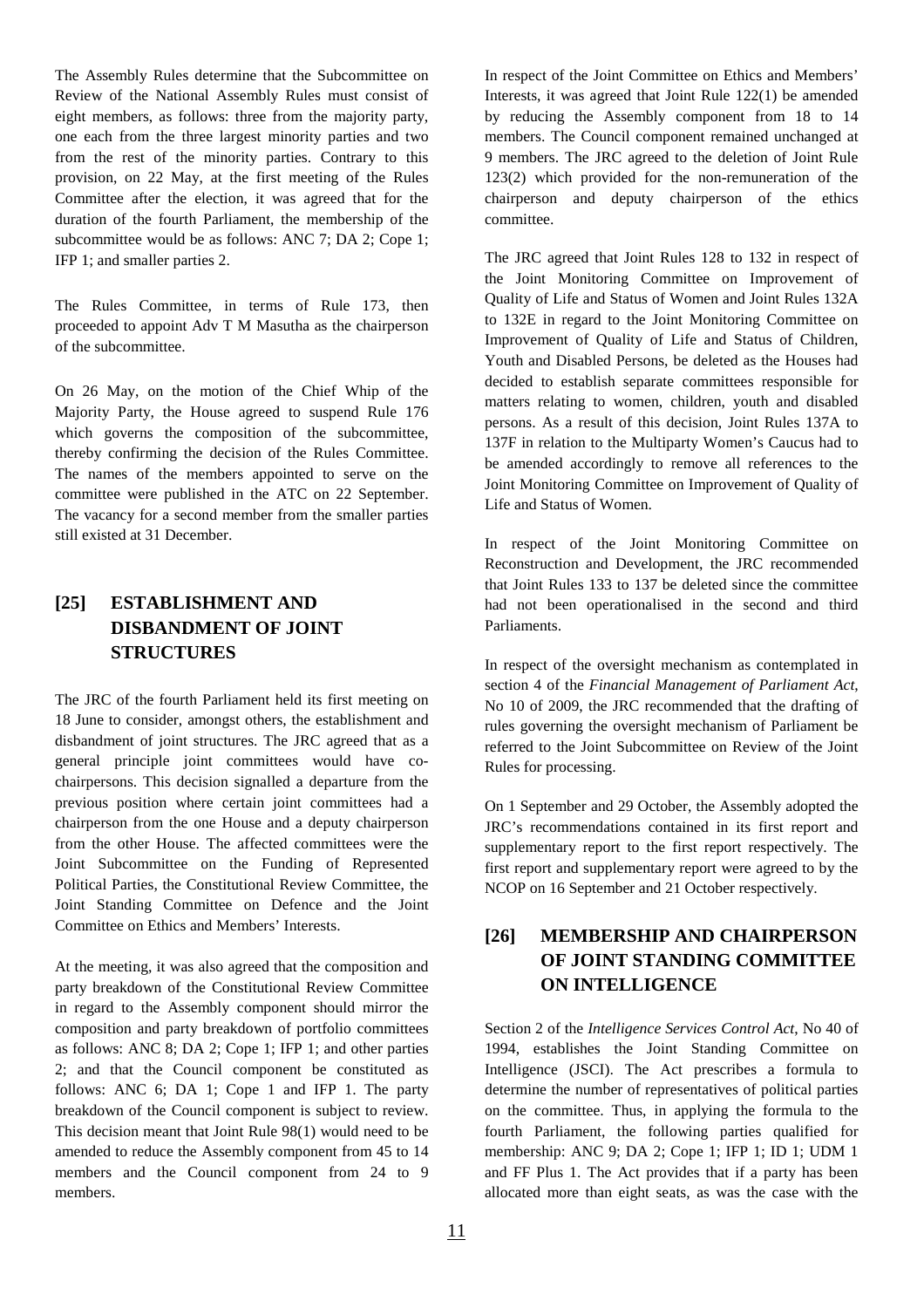The Assembly Rules determine that the Subcommittee on Review of the National Assembly Rules must consist of eight members, as follows: three from the majority party, one each from the three largest minority parties and two from the rest of the minority parties. Contrary to this provision, on 22 May, at the first meeting of the Rules Committee after the election, it was agreed that for the duration of the fourth Parliament, the membership of the subcommittee would be as follows: ANC 7; DA 2; Cope 1; IFP 1; and smaller parties 2.

The Rules Committee, in terms of Rule 173, then proceeded to appoint Adv T M Masutha as the chairperson of the subcommittee.

On 26 May, on the motion of the Chief Whip of the Majority Party, the House agreed to suspend Rule 176 which governs the composition of the subcommittee, thereby confirming the decision of the Rules Committee. The names of the members appointed to serve on the committee were published in the ATC on 22 September. The vacancy for a second member from the smaller parties still existed at 31 December.

## [25] ESTABLISHMENT AND DISBANDMENT OF JOINT STRUCTURES

The JRC of the fourth Parliament held its first meeting on 18 June to consider, amongst others, the establishment and disbandment of joint structures. The JRC agreed that as a general principle joint committees would have co-chairpersons. This decision signalled a departure from the previous position where certain joint committees had a chairperson from the one House and a deputy chairperson from the other House. The affected committees were the Joint Subcommittee on the Funding of Represented Political Parties, the Constitutional Review Committee, the Joint Standing Committee on Defence and the Joint Committee on Ethics and Members' Interests.

At the meeting, it was also agreed that the composition and party breakdown of the Constitutional Review Committee in regard to the Assembly component should mirror the composition and party breakdown of portfolio committees as follows: ANC 8; DA 2; Cope 1; IFP 1; and other parties 2; and that the Council component be constituted as follows: ANC 6; DA 1; Cope 1 and IFP 1. The party breakdown of the Council component is subject to review. This decision meant that Joint Rule 98(1) would need to be amended to reduce the Assembly component from 45 to 14 members and the Council component from 24 to 9 members.

In respect of the Joint Committee on Ethics and Members' Interests, it was agreed that Joint Rule 122(1) be amended by reducing the Assembly component from 18 to 14 members. The Council component remained unchanged at 9 members. The JRC agreed to the deletion of Joint Rule 123(2) which provided for the non-remuneration of the chairperson and deputy chairperson of the ethics committee.

The JRC agreed that Joint Rules 128 to 132 in respect of the Joint Monitoring Committee on Improvement of Quality of Life and Status of Women and Joint Rules 132A to 132E in regard to the Joint Monitoring Committee on Improvement of Quality of Life and Status of Children, Youth and Disabled Persons, be deleted as the Houses had decided to establish separate committees responsible for matters relating to women, children, youth and disabled persons. As a result of this decision, Joint Rules 137A to 137F in relation to the Multiparty Women's Caucus had to be amended accordingly to remove all references to the Joint Monitoring Committee on Improvement of Quality of Life and Status of Women.

In respect of the Joint Monitoring Committee on Reconstruction and Development, the JRC recommended that Joint Rules 133 to 137 be deleted since the committee had not been operationalised in the second and third Parliaments.

In respect of the oversight mechanism as contemplated in section 4 of the *Financial Management of Parliament Act*, No 10 of 2009, the JRC recommended that the drafting of rules governing the oversight mechanism of Parliament be referred to the Joint Subcommittee on Review of the Joint Rules for processing.

On 1 September and 29 October, the Assembly adopted the JRC's recommendations contained in its first report and supplementary report to the first report respectively. The first report and supplementary report were agreed to by the NCOP on 16 September and 21 October respectively.

## [26] MEMBERSHIP AND CHAIRPERSON OF JOINT STANDING COMMITTEE ON INTELLIGENCE

Section 2 of the *Intelligence Services Control Act*, No 40 of 1994, establishes the Joint Standing Committee on Intelligence (JSCI). The Act prescribes a formula to determine the number of representatives of political parties on the committee. Thus, in applying the formula to the fourth Parliament, the following parties qualified for membership: ANC 9; DA 2; Cope 1; IFP 1; ID 1; UDM 1 and FF Plus 1. The Act provides that if a party has been allocated more than eight seats, as was the case with the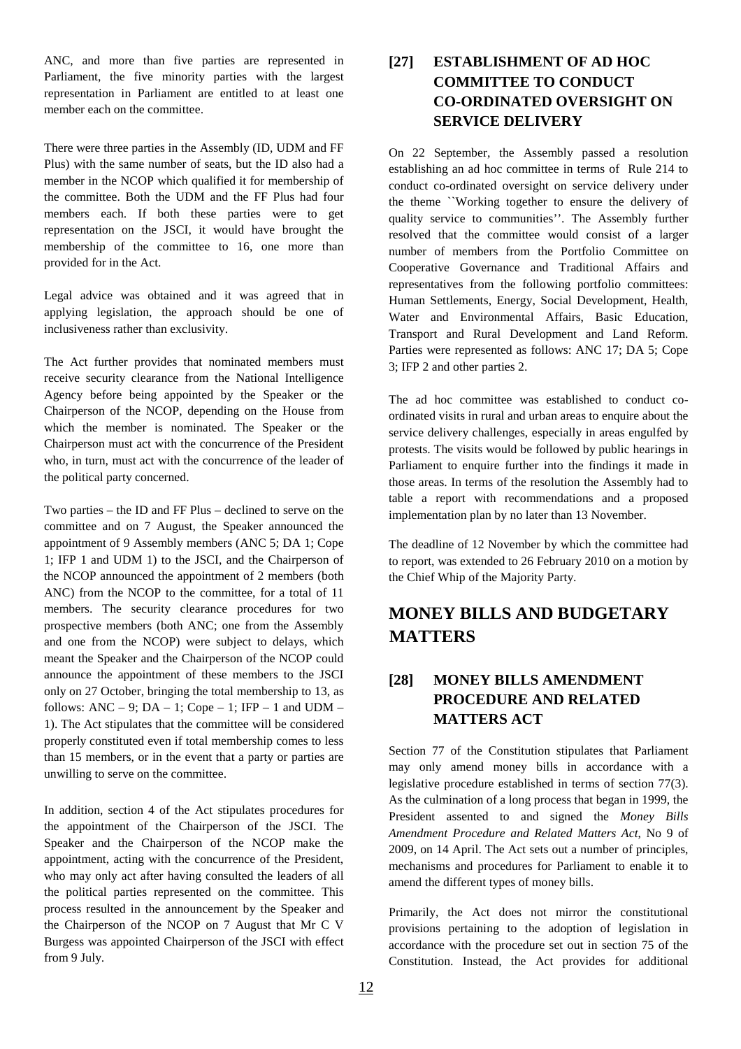ANC, and more than five parties are represented in Parliament, the five minority parties with the largest representation in Parliament are entitled to at least one member each on the committee.

There were three parties in the Assembly (ID, UDM and FF Plus) with the same number of seats, but the ID also had a member in the NCOP which qualified it for membership of the committee. Both the UDM and the FF Plus had four members each. If both these parties were to get representation on the JSCI, it would have brought the membership of the committee to 16, one more than provided for in the Act.

Legal advice was obtained and it was agreed that in applying legislation, the approach should be one of inclusiveness rather than exclusivity.

The Act further provides that nominated members must receive security clearance from the National Intelligence Agency before being appointed by the Speaker or the Chairperson of the NCOP, depending on the House from which the member is nominated. The Speaker or the Chairperson must act with the concurrence of the President who, in turn, must act with the concurrence of the leader of the political party concerned.

Two parties – the ID and FF Plus – declined to serve on the committee and on 7 August, the Speaker announced the appointment of 9 Assembly members (ANC 5; DA 1; Cope 1; IFP 1 and UDM 1) to the JSCI, and the Chairperson of the NCOP announced the appointment of 2 members (both ANC) from the NCOP to the committee, for a total of 11 members. The security clearance procedures for two prospective members (both ANC; one from the Assembly and one from the NCOP) were subject to delays, which meant the Speaker and the Chairperson of the NCOP could announce the appointment of these members to the JSCI only on 27 October, bringing the total membership to 13, as follows: ANC – 9; DA – 1; Cope – 1; IFP – 1 and UDM – 1). The Act stipulates that the committee will be considered properly constituted even if total membership comes to less than 15 members, or in the event that a party or parties are unwilling to serve on the committee.

In addition, section 4 of the Act stipulates procedures for the appointment of the Chairperson of the JSCI. The Speaker and the Chairperson of the NCOP make the appointment, acting with the concurrence of the President, who may only act after having consulted the leaders of all the political parties represented on the committee. This process resulted in the announcement by the Speaker and the Chairperson of the NCOP on 7 August that Mr C V Burgess was appointed Chairperson of the JSCI with effect from 9 July.

### [27] ESTABLISHMENT OF AD HOC COMMITTEE TO CONDUCT CO-ORDINATED OVERSIGHT ON SERVICE DELIVERY

On 22 September, the Assembly passed a resolution establishing an ad hoc committee in terms of Rule 214 to conduct co-ordinated oversight on service delivery under the theme ``Working together to ensure the delivery of quality service to communities''. The Assembly further resolved that the committee would consist of a larger number of members from the Portfolio Committee on Cooperative Governance and Traditional Affairs and representatives from the following portfolio committees: Human Settlements, Energy, Social Development, Health, Water and Environmental Affairs, Basic Education, Transport and Rural Development and Land Reform. Parties were represented as follows: ANC 17; DA 5; Cope 3; IFP 2 and other parties 2.

The ad hoc committee was established to conduct co-ordinated visits in rural and urban areas to enquire about the service delivery challenges, especially in areas engulfed by protests. The visits would be followed by public hearings in Parliament to enquire further into the findings it made in those areas. In terms of the resolution the Assembly had to table a report with recommendations and a proposed implementation plan by no later than 13 November.

The deadline of 12 November by which the committee had to report, was extended to 26 February 2010 on a motion by the Chief Whip of the Majority Party.

## MONEY BILLS AND BUDGETARY MATTERS

### [28] MONEY BILLS AMENDMENT PROCEDURE AND RELATED MATTERS ACT

Section 77 of the Constitution stipulates that Parliament may only amend money bills in accordance with a legislative procedure established in terms of section 77(3). As the culmination of a long process that began in 1999, the President assented to and signed the *Money Bills Amendment Procedure and Related Matters Act,* No 9 of 2009, on 14 April. The Act sets out a number of principles, mechanisms and procedures for Parliament to enable it to amend the different types of money bills.

Primarily, the Act does not mirror the constitutional provisions pertaining to the adoption of legislation in accordance with the procedure set out in section 75 of the Constitution. Instead, the Act provides for additional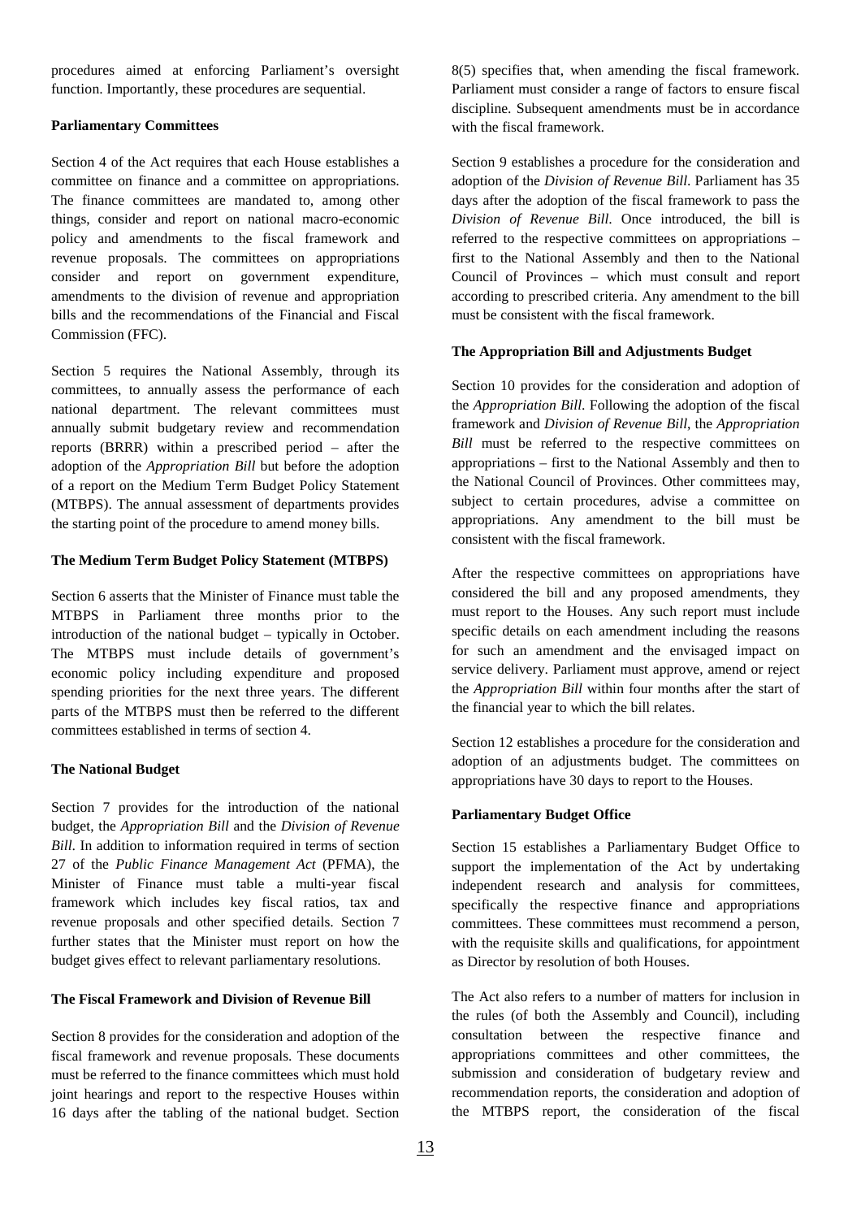procedures aimed at enforcing Parliament's oversight function. Importantly, these procedures are sequential.

**Parliamentary Committees**

Section 4 of the Act requires that each House establishes a committee on finance and a committee on appropriations. The finance committees are mandated to, among other things, consider and report on national macro-economic policy and amendments to the fiscal framework and revenue proposals. The committees on appropriations consider and report on government expenditure, amendments to the division of revenue and appropriation bills and the recommendations of the Financial and Fiscal Commission (FFC).

Section 5 requires the National Assembly, through its committees, to annually assess the performance of each national department. The relevant committees must annually submit budgetary review and recommendation reports (BRRR) within a prescribed period – after the adoption of the *Appropriation Bill* but before the adoption of a report on the Medium Term Budget Policy Statement (MTBPS). The annual assessment of departments provides the starting point of the procedure to amend money bills.

**The Medium Term Budget Policy Statement (MTBPS)**

Section 6 asserts that the Minister of Finance must table the MTBPS in Parliament three months prior to the introduction of the national budget – typically in October. The MTBPS must include details of government's economic policy including expenditure and proposed spending priorities for the next three years. The different parts of the MTBPS must then be referred to the different committees established in terms of section 4.

**The National Budget**

Section 7 provides for the introduction of the national budget, the *Appropriation Bill* and the *Division of Revenue Bill*. In addition to information required in terms of section 27 of the *Public Finance Management Act* (PFMA), the Minister of Finance must table a multi-year fiscal framework which includes key fiscal ratios, tax and revenue proposals and other specified details. Section 7 further states that the Minister must report on how the budget gives effect to relevant parliamentary resolutions.

**The Fiscal Framework and Division of Revenue Bill**

Section 8 provides for the consideration and adoption of the fiscal framework and revenue proposals. These documents must be referred to the finance committees which must hold joint hearings and report to the respective Houses within 16 days after the tabling of the national budget. Section 8(5) specifies that, when amending the fiscal framework. Parliament must consider a range of factors to ensure fiscal discipline. Subsequent amendments must be in accordance with the fiscal framework.

Section 9 establishes a procedure for the consideration and adoption of the *Division of Revenue Bill*. Parliament has 35 days after the adoption of the fiscal framework to pass the *Division of Revenue Bill*. Once introduced, the bill is referred to the respective committees on appropriations – first to the National Assembly and then to the National Council of Provinces – which must consult and report according to prescribed criteria. Any amendment to the bill must be consistent with the fiscal framework.

**The Appropriation Bill and Adjustments Budget**

Section 10 provides for the consideration and adoption of the *Appropriation Bill*. Following the adoption of the fiscal framework and *Division of Revenue Bill*, the *Appropriation Bill* must be referred to the respective committees on appropriations – first to the National Assembly and then to the National Council of Provinces. Other committees may, subject to certain procedures, advise a committee on appropriations. Any amendment to the bill must be consistent with the fiscal framework.

After the respective committees on appropriations have considered the bill and any proposed amendments, they must report to the Houses. Any such report must include specific details on each amendment including the reasons for such an amendment and the envisaged impact on service delivery. Parliament must approve, amend or reject the *Appropriation Bill* within four months after the start of the financial year to which the bill relates.

Section 12 establishes a procedure for the consideration and adoption of an adjustments budget. The committees on appropriations have 30 days to report to the Houses.

**Parliamentary Budget Office**

Section 15 establishes a Parliamentary Budget Office to support the implementation of the Act by undertaking independent research and analysis for committees, specifically the respective finance and appropriations committees. These committees must recommend a person, with the requisite skills and qualifications, for appointment as Director by resolution of both Houses.

The Act also refers to a number of matters for inclusion in the rules (of both the Assembly and Council), including consultation between the respective finance and appropriations committees and other committees, the submission and consideration of budgetary review and recommendation reports, the consideration and adoption of the MTBPS report, the consideration of the fiscal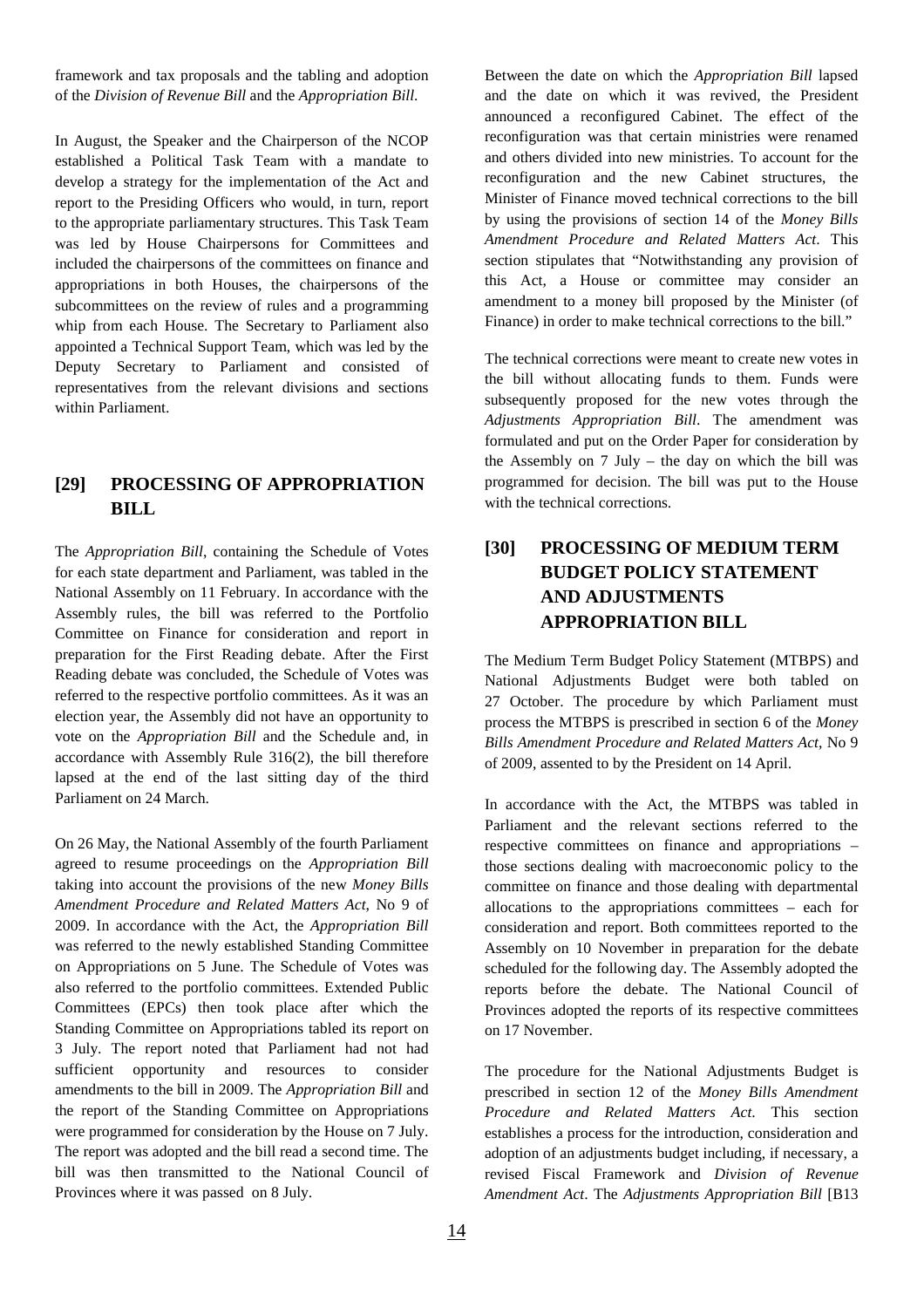framework and tax proposals and the tabling and adoption of the *Division of Revenue Bill* and the *Appropriation Bill*.

In August, the Speaker and the Chairperson of the NCOP established a Political Task Team with a mandate to develop a strategy for the implementation of the Act and report to the Presiding Officers who would, in turn, report to the appropriate parliamentary structures. This Task Team was led by House Chairpersons for Committees and included the chairpersons of the committees on finance and appropriations in both Houses, the chairpersons of the subcommittees on the review of rules and a programming whip from each House. The Secretary to Parliament also appointed a Technical Support Team, which was led by the Deputy Secretary to Parliament and consisted of representatives from the relevant divisions and sections within Parliament.

## [29] PROCESSING OF APPROPRIATION BILL

The *Appropriation Bill*, containing the Schedule of Votes for each state department and Parliament, was tabled in the National Assembly on 11 February. In accordance with the Assembly rules, the bill was referred to the Portfolio Committee on Finance for consideration and report in preparation for the First Reading debate. After the First Reading debate was concluded, the Schedule of Votes was referred to the respective portfolio committees. As it was an election year, the Assembly did not have an opportunity to vote on the *Appropriation Bill* and the Schedule and, in accordance with Assembly Rule 316(2), the bill therefore lapsed at the end of the last sitting day of the third Parliament on 24 March.

On 26 May, the National Assembly of the fourth Parliament agreed to resume proceedings on the *Appropriation Bill* taking into account the provisions of the new *Money Bills Amendment Procedure and Related Matters Act*, No 9 of 2009. In accordance with the Act, the *Appropriation Bill* was referred to the newly established Standing Committee on Appropriations on 5 June. The Schedule of Votes was also referred to the portfolio committees. Extended Public Committees (EPCs) then took place after which the Standing Committee on Appropriations tabled its report on 3 July. The report noted that Parliament had not had sufficient opportunity and resources to consider amendments to the bill in 2009. The *Appropriation Bill* and the report of the Standing Committee on Appropriations were programmed for consideration by the House on 7 July. The report was adopted and the bill read a second time. The bill was then transmitted to the National Council of Provinces where it was passed on 8 July.

Between the date on which the *Appropriation Bill* lapsed and the date on which it was revived, the President announced a reconfigured Cabinet. The effect of the reconfiguration was that certain ministries were renamed and others divided into new ministries. To account for the reconfiguration and the new Cabinet structures, the Minister of Finance moved technical corrections to the bill by using the provisions of section 14 of the *Money Bills Amendment Procedure and Related Matters Act*. This section stipulates that "Notwithstanding any provision of this Act, a House or committee may consider an amendment to a money bill proposed by the Minister (of Finance) in order to make technical corrections to the bill."

The technical corrections were meant to create new votes in the bill without allocating funds to them. Funds were subsequently proposed for the new votes through the *Adjustments Appropriation Bill*. The amendment was formulated and put on the Order Paper for consideration by the Assembly on 7 July – the day on which the bill was programmed for decision. The bill was put to the House with the technical corrections.

## [30] PROCESSING OF MEDIUM TERM BUDGET POLICY STATEMENT AND ADJUSTMENTS APPROPRIATION BILL

The Medium Term Budget Policy Statement (MTBPS) and National Adjustments Budget were both tabled on 27 October. The procedure by which Parliament must process the MTBPS is prescribed in section 6 of the *Money Bills Amendment Procedure and Related Matters Act*, No 9 of 2009, assented to by the President on 14 April.

In accordance with the Act, the MTBPS was tabled in Parliament and the relevant sections referred to the respective committees on finance and appropriations – those sections dealing with macroeconomic policy to the committee on finance and those dealing with departmental allocations to the appropriations committees – each for consideration and report. Both committees reported to the Assembly on 10 November in preparation for the debate scheduled for the following day. The Assembly adopted the reports before the debate. The National Council of Provinces adopted the reports of its respective committees on 17 November.

The procedure for the National Adjustments Budget is prescribed in section 12 of the *Money Bills Amendment Procedure and Related Matters Act*. This section establishes a process for the introduction, consideration and adoption of an adjustments budget including, if necessary, a revised Fiscal Framework and *Division of Revenue Amendment Act*. The *Adjustments Appropriation Bill* [B13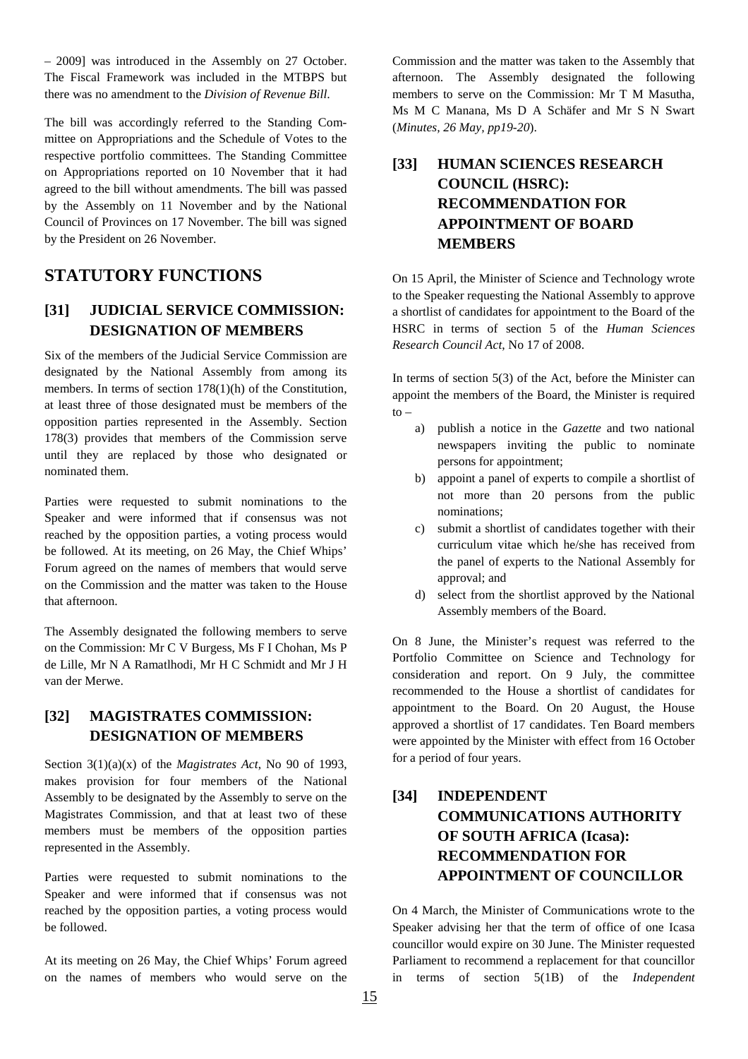– 2009] was introduced in the Assembly on 27 October. The Fiscal Framework was included in the MTBPS but there was no amendment to the *Division of Revenue Bill.*

The bill was accordingly referred to the Standing Committee on Appropriations and the Schedule of Votes to the respective portfolio committees. The Standing Committee on Appropriations reported on 10 November that it had agreed to the bill without amendments. The bill was passed by the Assembly on 11 November and by the National Council of Provinces on 17 November. The bill was signed by the President on 26 November.

# STATUTORY FUNCTIONS

## [31] JUDICIAL SERVICE COMMISSION: DESIGNATION OF MEMBERS

Six of the members of the Judicial Service Commission are designated by the National Assembly from among its members. In terms of section 178(1)(h) of the Constitution, at least three of those designated must be members of the opposition parties represented in the Assembly. Section 178(3) provides that members of the Commission serve until they are replaced by those who designated or nominated them.

Parties were requested to submit nominations to the Speaker and were informed that if consensus was not reached by the opposition parties, a voting process would be followed. At its meeting, on 26 May, the Chief Whips' Forum agreed on the names of members that would serve on the Commission and the matter was taken to the House that afternoon.

The Assembly designated the following members to serve on the Commission: Mr C V Burgess, Ms F I Chohan, Ms P de Lille, Mr N A Ramatlhodi, Mr H C Schmidt and Mr J H van der Merwe.

## [32] MAGISTRATES COMMISSION: DESIGNATION OF MEMBERS

Section 3(1)(a)(x) of the *Magistrates Act*, No 90 of 1993, makes provision for four members of the National Assembly to be designated by the Assembly to serve on the Magistrates Commission, and that at least two of these members must be members of the opposition parties represented in the Assembly.

Parties were requested to submit nominations to the Speaker and were informed that if consensus was not reached by the opposition parties, a voting process would be followed.

At its meeting on 26 May, the Chief Whips' Forum agreed on the names of members who would serve on the Commission and the matter was taken to the Assembly that afternoon. The Assembly designated the following members to serve on the Commission: Mr T M Masutha, Ms M C Manana, Ms D A Schäfer and Mr S N Swart (*Minutes, 26 May, pp19-20*).

## [33] HUMAN SCIENCES RESEARCH COUNCIL (HSRC): RECOMMENDATION FOR APPOINTMENT OF BOARD MEMBERS

On 15 April, the Minister of Science and Technology wrote to the Speaker requesting the National Assembly to approve a shortlist of candidates for appointment to the Board of the HSRC in terms of section 5 of the *Human Sciences Research Council Act*, No 17 of 2008.

In terms of section 5(3) of the Act, before the Minister can appoint the members of the Board, the Minister is required to –

a) publish a notice in the *Gazette* and two national newspapers inviting the public to nominate persons for appointment;
b) appoint a panel of experts to compile a shortlist of not more than 20 persons from the public nominations;
c) submit a shortlist of candidates together with their curriculum vitae which he/she has received from the panel of experts to the National Assembly for approval; and
d) select from the shortlist approved by the National Assembly members of the Board.

On 8 June, the Minister's request was referred to the Portfolio Committee on Science and Technology for consideration and report. On 9 July, the committee recommended to the House a shortlist of candidates for appointment to the Board. On 20 August, the House approved a shortlist of 17 candidates. Ten Board members were appointed by the Minister with effect from 16 October for a period of four years.

## [34] INDEPENDENT COMMUNICATIONS AUTHORITY OF SOUTH AFRICA (Icasa): RECOMMENDATION FOR APPOINTMENT OF COUNCILLOR

On 4 March, the Minister of Communications wrote to the Speaker advising her that the term of office of one Icasa councillor would expire on 30 June. The Minister requested Parliament to recommend a replacement for that councillor in terms of section 5(1B) of the *Independent*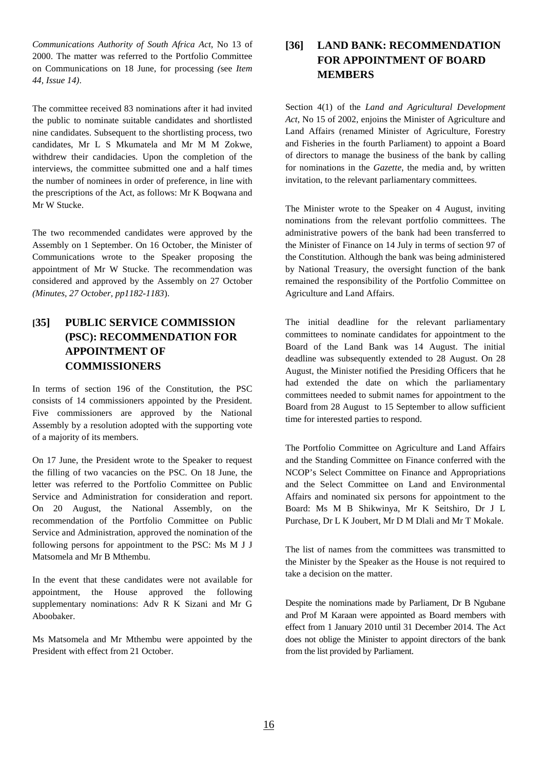*Communications Authority of South Africa Act*, No 13 of 2000. The matter was referred to the Portfolio Committee on Communications on 18 June, for processing *(*see *Item 44, Issue 14)*.

The committee received 83 nominations after it had invited the public to nominate suitable candidates and shortlisted nine candidates. Subsequent to the shortlisting process, two candidates, Mr L S Mkumatela and Mr M M Zokwe, withdrew their candidacies. Upon the completion of the interviews, the committee submitted one and a half times the number of nominees in order of preference, in line with the prescriptions of the Act, as follows: Mr K Boqwana and Mr W Stucke.

The two recommended candidates were approved by the Assembly on 1 September. On 16 October, the Minister of Communications wrote to the Speaker proposing the appointment of Mr W Stucke. The recommendation was considered and approved by the Assembly on 27 October *(Minutes, 27 October, pp1182-1183*).

## [35] PUBLIC SERVICE COMMISSION (PSC): RECOMMENDATION FOR APPOINTMENT OF COMMISSIONERS

In terms of section 196 of the Constitution, the PSC consists of 14 commissioners appointed by the President. Five commissioners are approved by the National Assembly by a resolution adopted with the supporting vote of a majority of its members.

On 17 June, the President wrote to the Speaker to request the filling of two vacancies on the PSC. On 18 June, the letter was referred to the Portfolio Committee on Public Service and Administration for consideration and report. On 20 August, the National Assembly, on the recommendation of the Portfolio Committee on Public Service and Administration, approved the nomination of the following persons for appointment to the PSC: Ms M J J Matsomela and Mr B Mthembu.

In the event that these candidates were not available for appointment, the House approved the following supplementary nominations: Adv R K Sizani and Mr G Aboobaker.

Ms Matsomela and Mr Mthembu were appointed by the President with effect from 21 October.

## [36] LAND BANK: RECOMMENDATION FOR APPOINTMENT OF BOARD MEMBERS

Section 4(1) of the *Land and Agricultural Development Act*, No 15 of 2002, enjoins the Minister of Agriculture and Land Affairs (renamed Minister of Agriculture, Forestry and Fisheries in the fourth Parliament) to appoint a Board of directors to manage the business of the bank by calling for nominations in the *Gazette*, the media and, by written invitation, to the relevant parliamentary committees.

The Minister wrote to the Speaker on 4 August, inviting nominations from the relevant portfolio committees. The administrative powers of the bank had been transferred to the Minister of Finance on 14 July in terms of section 97 of the Constitution. Although the bank was being administered by National Treasury, the oversight function of the bank remained the responsibility of the Portfolio Committee on Agriculture and Land Affairs.

The initial deadline for the relevant parliamentary committees to nominate candidates for appointment to the Board of the Land Bank was 14 August. The initial deadline was subsequently extended to 28 August. On 28 August, the Minister notified the Presiding Officers that he had extended the date on which the parliamentary committees needed to submit names for appointment to the Board from 28 August to 15 September to allow sufficient time for interested parties to respond.

The Portfolio Committee on Agriculture and Land Affairs and the Standing Committee on Finance conferred with the NCOP's Select Committee on Finance and Appropriations and the Select Committee on Land and Environmental Affairs and nominated six persons for appointment to the Board: Ms M B Shikwinya, Mr K Seitshiro, Dr J L Purchase, Dr L K Joubert, Mr D M Dlali and Mr T Mokale.

The list of names from the committees was transmitted to the Minister by the Speaker as the House is not required to take a decision on the matter.

Despite the nominations made by Parliament, Dr B Ngubane and Prof M Karaan were appointed as Board members with effect from 1 January 2010 until 31 December 2014. The Act does not oblige the Minister to appoint directors of the bank from the list provided by Parliament.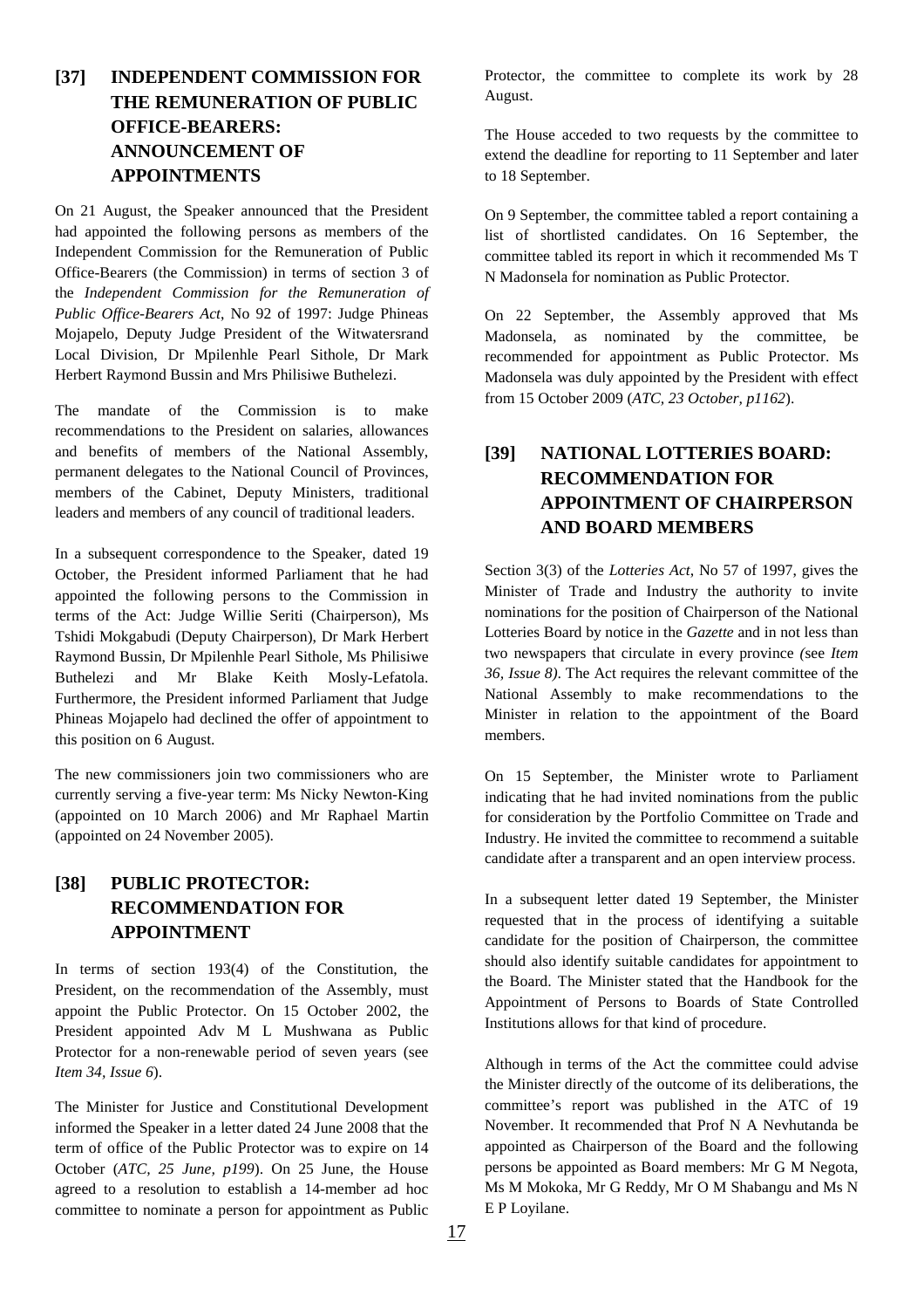## [37] INDEPENDENT COMMISSION FOR THE REMUNERATION OF PUBLIC OFFICE-BEARERS: ANNOUNCEMENT OF APPOINTMENTS

On 21 August, the Speaker announced that the President had appointed the following persons as members of the Independent Commission for the Remuneration of Public Office-Bearers (the Commission) in terms of section 3 of the *Independent Commission for the Remuneration of Public Office-Bearers Act*, No 92 of 1997: Judge Phineas Mojapelo, Deputy Judge President of the Witwatersrand Local Division, Dr Mpilenhle Pearl Sithole, Dr Mark Herbert Raymond Bussin and Mrs Philisiwe Buthelezi.

The mandate of the Commission is to make recommendations to the President on salaries, allowances and benefits of members of the National Assembly, permanent delegates to the National Council of Provinces, members of the Cabinet, Deputy Ministers, traditional leaders and members of any council of traditional leaders.

In a subsequent correspondence to the Speaker, dated 19 October, the President informed Parliament that he had appointed the following persons to the Commission in terms of the Act: Judge Willie Seriti (Chairperson), Ms Tshidi Mokgabudi (Deputy Chairperson), Dr Mark Herbert Raymond Bussin, Dr Mpilenhle Pearl Sithole, Ms Philisiwe Buthelezi and Mr Blake Keith Mosly-Lefatola. Furthermore, the President informed Parliament that Judge Phineas Mojapelo had declined the offer of appointment to this position on 6 August.

The new commissioners join two commissioners who are currently serving a five-year term: Ms Nicky Newton-King (appointed on 10 March 2006) and Mr Raphael Martin (appointed on 24 November 2005).

## [38] PUBLIC PROTECTOR: RECOMMENDATION FOR APPOINTMENT

In terms of section 193(4) of the Constitution, the President, on the recommendation of the Assembly, must appoint the Public Protector. On 15 October 2002, the President appointed Adv M L Mushwana as Public Protector for a non-renewable period of seven years (see *Item 34, Issue 6*).

The Minister for Justice and Constitutional Development informed the Speaker in a letter dated 24 June 2008 that the term of office of the Public Protector was to expire on 14 October (*ATC, 25 June, p199*). On 25 June, the House agreed to a resolution to establish a 14-member ad hoc committee to nominate a person for appointment as Public Protector, the committee to complete its work by 28 August.

The House acceded to two requests by the committee to extend the deadline for reporting to 11 September and later to 18 September.

On 9 September, the committee tabled a report containing a list of shortlisted candidates. On 16 September, the committee tabled its report in which it recommended Ms T N Madonsela for nomination as Public Protector.

On 22 September, the Assembly approved that Ms Madonsela, as nominated by the committee, be recommended for appointment as Public Protector. Ms Madonsela was duly appointed by the President with effect from 15 October 2009 (*ATC, 23 October, p1162*).

## [39] NATIONAL LOTTERIES BOARD: RECOMMENDATION FOR APPOINTMENT OF CHAIRPERSON AND BOARD MEMBERS

Section 3(3) of the *Lotteries Act*, No 57 of 1997, gives the Minister of Trade and Industry the authority to invite nominations for the position of Chairperson of the National Lotteries Board by notice in the *Gazette* and in not less than two newspapers that circulate in every province *(*see *Item 36, Issue 8)*. The Act requires the relevant committee of the National Assembly to make recommendations to the Minister in relation to the appointment of the Board members.

On 15 September, the Minister wrote to Parliament indicating that he had invited nominations from the public for consideration by the Portfolio Committee on Trade and Industry. He invited the committee to recommend a suitable candidate after a transparent and an open interview process.

In a subsequent letter dated 19 September, the Minister requested that in the process of identifying a suitable candidate for the position of Chairperson, the committee should also identify suitable candidates for appointment to the Board. The Minister stated that the Handbook for the Appointment of Persons to Boards of State Controlled Institutions allows for that kind of procedure.

Although in terms of the Act the committee could advise the Minister directly of the outcome of its deliberations, the committee's report was published in the ATC of 19 November. It recommended that Prof N A Nevhutanda be appointed as Chairperson of the Board and the following persons be appointed as Board members: Mr G M Negota, Ms M Mokoka, Mr G Reddy, Mr O M Shabangu and Ms N E P Loyilane.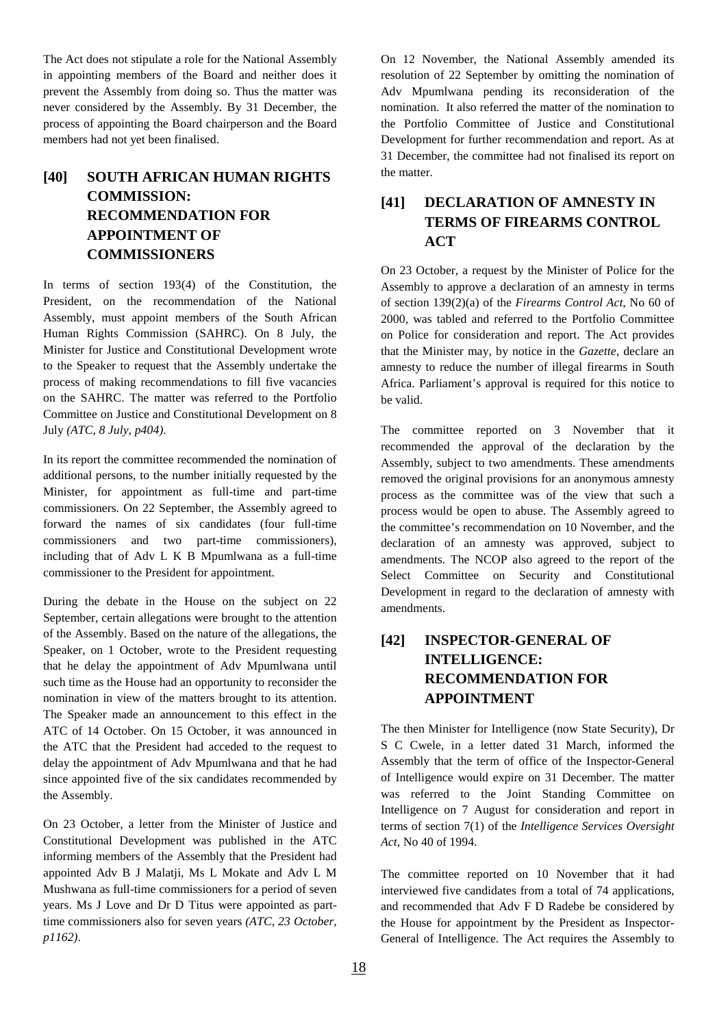The Act does not stipulate a role for the National Assembly in appointing members of the Board and neither does it prevent the Assembly from doing so. Thus the matter was never considered by the Assembly. By 31 December, the process of appointing the Board chairperson and the Board members had not yet been finalised.

## [40] SOUTH AFRICAN HUMAN RIGHTS COMMISSION: RECOMMENDATION FOR APPOINTMENT OF COMMISSIONERS

In terms of section 193(4) of the Constitution, the President, on the recommendation of the National Assembly, must appoint members of the South African Human Rights Commission (SAHRC). On 8 July, the Minister for Justice and Constitutional Development wrote to the Speaker to request that the Assembly undertake the process of making recommendations to fill five vacancies on the SAHRC. The matter was referred to the Portfolio Committee on Justice and Constitutional Development on 8 July *(ATC, 8 July, p404)*.

In its report the committee recommended the nomination of additional persons, to the number initially requested by the Minister, for appointment as full-time and part-time commissioners. On 22 September, the Assembly agreed to forward the names of six candidates (four full-time commissioners and two part-time commissioners), including that of Adv L K B Mpumlwana as a full-time commissioner to the President for appointment.

During the debate in the House on the subject on 22 September, certain allegations were brought to the attention of the Assembly. Based on the nature of the allegations, the Speaker, on 1 October, wrote to the President requesting that he delay the appointment of Adv Mpumlwana until such time as the House had an opportunity to reconsider the nomination in view of the matters brought to its attention. The Speaker made an announcement to this effect in the ATC of 14 October. On 15 October, it was announced in the ATC that the President had acceded to the request to delay the appointment of Adv Mpumlwana and that he had since appointed five of the six candidates recommended by the Assembly.

On 23 October, a letter from the Minister of Justice and Constitutional Development was published in the ATC informing members of the Assembly that the President had appointed Adv B J Malatji, Ms L Mokate and Adv L M Mushwana as full-time commissioners for a period of seven years. Ms J Love and Dr D Titus were appointed as part-time commissioners also for seven years *(ATC, 23 October, p1162)*.

On 12 November, the National Assembly amended its resolution of 22 September by omitting the nomination of Adv Mpumlwana pending its reconsideration of the nomination. It also referred the matter of the nomination to the Portfolio Committee of Justice and Constitutional Development for further recommendation and report. As at 31 December, the committee had not finalised its report on the matter.

## [41] DECLARATION OF AMNESTY IN TERMS OF FIREARMS CONTROL ACT

On 23 October, a request by the Minister of Police for the Assembly to approve a declaration of an amnesty in terms of section 139(2)(a) of the *Firearms Control Act*, No 60 of 2000, was tabled and referred to the Portfolio Committee on Police for consideration and report. The Act provides that the Minister may, by notice in the *Gazette*, declare an amnesty to reduce the number of illegal firearms in South Africa. Parliament's approval is required for this notice to be valid.

The committee reported on 3 November that it recommended the approval of the declaration by the Assembly, subject to two amendments. These amendments removed the original provisions for an anonymous amnesty process as the committee was of the view that such a process would be open to abuse. The Assembly agreed to the committee's recommendation on 10 November, and the declaration of an amnesty was approved, subject to amendments. The NCOP also agreed to the report of the Select Committee on Security and Constitutional Development in regard to the declaration of amnesty with amendments.

## [42] INSPECTOR-GENERAL OF INTELLIGENCE: RECOMMENDATION FOR APPOINTMENT

The then Minister for Intelligence (now State Security), Dr S C Cwele, in a letter dated 31 March, informed the Assembly that the term of office of the Inspector-General of Intelligence would expire on 31 December. The matter was referred to the Joint Standing Committee on Intelligence on 7 August for consideration and report in terms of section 7(1) of the *Intelligence Services Oversight Act*, No 40 of 1994.

The committee reported on 10 November that it had interviewed five candidates from a total of 74 applications, and recommended that Adv F D Radebe be considered by the House for appointment by the President as Inspector-General of Intelligence. The Act requires the Assembly to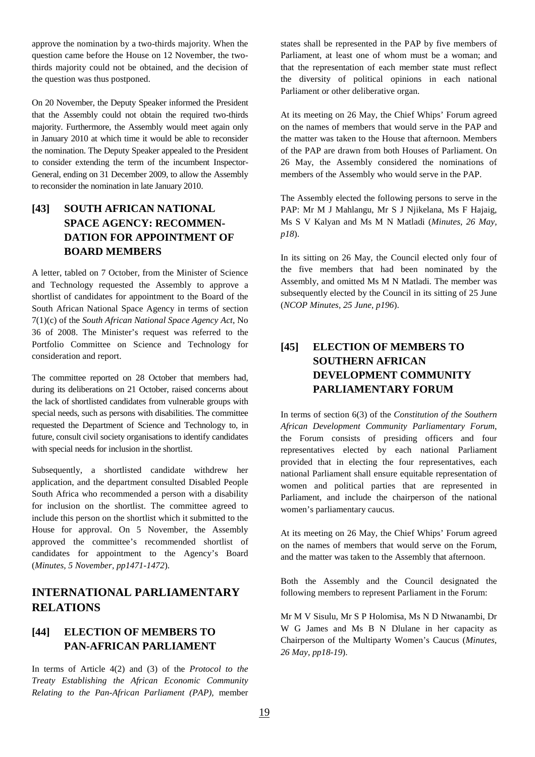approve the nomination by a two-thirds majority. When the question came before the House on 12 November, the two-thirds majority could not be obtained, and the decision of the question was thus postponed.

On 20 November, the Deputy Speaker informed the President that the Assembly could not obtain the required two-thirds majority. Furthermore, the Assembly would meet again only in January 2010 at which time it would be able to reconsider the nomination. The Deputy Speaker appealed to the President to consider extending the term of the incumbent Inspector-General, ending on 31 December 2009, to allow the Assembly to reconsider the nomination in late January 2010.

## [43] SOUTH AFRICAN NATIONAL SPACE AGENCY: RECOMMENDATION FOR APPOINTMENT OF BOARD MEMBERS

A letter, tabled on 7 October, from the Minister of Science and Technology requested the Assembly to approve a shortlist of candidates for appointment to the Board of the South African National Space Agency in terms of section 7(1)(c) of the *South African National Space Agency Act*, No 36 of 2008. The Minister's request was referred to the Portfolio Committee on Science and Technology for consideration and report.

The committee reported on 28 October that members had, during its deliberations on 21 October, raised concerns about the lack of shortlisted candidates from vulnerable groups with special needs, such as persons with disabilities. The committee requested the Department of Science and Technology to, in future, consult civil society organisations to identify candidates with special needs for inclusion in the shortlist.

Subsequently, a shortlisted candidate withdrew her application, and the department consulted Disabled People South Africa who recommended a person with a disability for inclusion on the shortlist. The committee agreed to include this person on the shortlist which it submitted to the House for approval. On 5 November, the Assembly approved the committee's recommended shortlist of candidates for appointment to the Agency's Board (*Minutes, 5 November, pp1471-1472*).

# INTERNATIONAL PARLIAMENTARY RELATIONS

## [44] ELECTION OF MEMBERS TO PAN-AFRICAN PARLIAMENT

In terms of Article 4(2) and (3) of the *Protocol to the Treaty Establishing the African Economic Community Relating to the Pan-African Parliament (PAP)*, member states shall be represented in the PAP by five members of Parliament, at least one of whom must be a woman; and that the representation of each member state must reflect the diversity of political opinions in each national Parliament or other deliberative organ.

At its meeting on 26 May, the Chief Whips' Forum agreed on the names of members that would serve in the PAP and the matter was taken to the House that afternoon. Members of the PAP are drawn from both Houses of Parliament. On 26 May, the Assembly considered the nominations of members of the Assembly who would serve in the PAP.

The Assembly elected the following persons to serve in the PAP: Mr M J Mahlangu, Mr S J Njikelana, Ms F Hajaig, Ms S V Kalyan and Ms M N Matladi (*Minutes, 26 May, p18*).

In its sitting on 26 May, the Council elected only four of the five members that had been nominated by the Assembly, and omitted Ms M N Matladi. The member was subsequently elected by the Council in its sitting of 25 June (*NCOP Minutes, 25 June, p196*).

## [45] ELECTION OF MEMBERS TO SOUTHERN AFRICAN DEVELOPMENT COMMUNITY PARLIAMENTARY FORUM

In terms of section 6(3) of the *Constitution of the Southern African Development Community Parliamentary Forum*, the Forum consists of presiding officers and four representatives elected by each national Parliament provided that in electing the four representatives, each national Parliament shall ensure equitable representation of women and political parties that are represented in Parliament, and include the chairperson of the national women's parliamentary caucus.

At its meeting on 26 May, the Chief Whips' Forum agreed on the names of members that would serve on the Forum, and the matter was taken to the Assembly that afternoon.

Both the Assembly and the Council designated the following members to represent Parliament in the Forum:

Mr M V Sisulu, Mr S P Holomisa, Ms N D Ntwanambi, Dr W G James and Ms B N Dlulane in her capacity as Chairperson of the Multiparty Women's Caucus (*Minutes, 26 May, pp18-19*).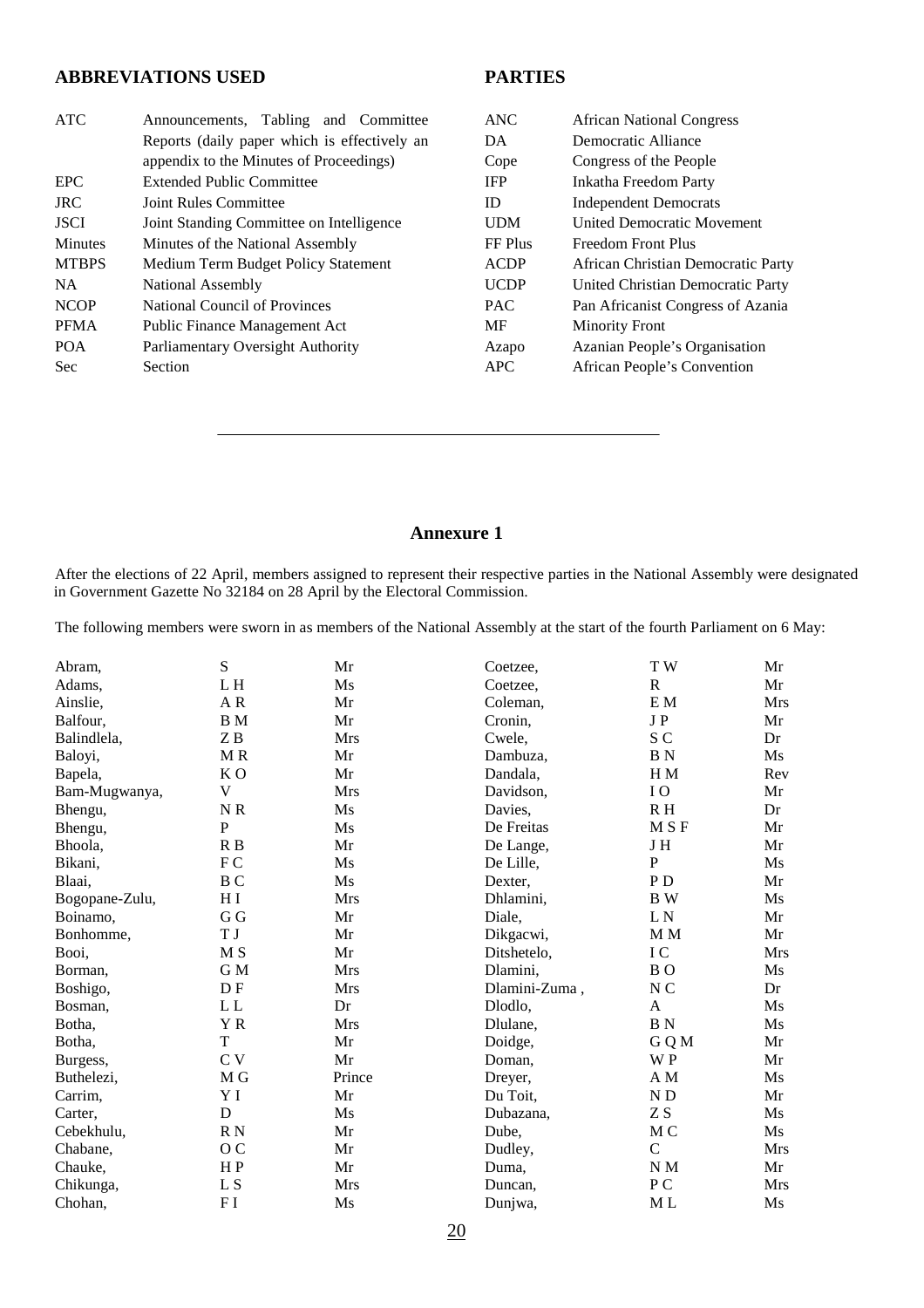## ABBREVIATIONS USED

| | |
|---|---|
| ATC | Announcements, Tabling and Committee Reports (daily paper which is effectively an appendix to the Minutes of Proceedings) |
| EPC | Extended Public Committee |
| JRC | Joint Rules Committee |
| JSCI | Joint Standing Committee on Intelligence |
| Minutes | Minutes of the National Assembly |
| MTBPS | Medium Term Budget Policy Statement |
| NA | National Assembly |
| NCOP | National Council of Provinces |
| PFMA | Public Finance Management Act |
| POA | Parliamentary Oversight Authority |
| Sec | Section |

## PARTIES

| | |
|---|---|
| ANC | African National Congress |
| DA | Democratic Alliance |
| Cope | Congress of the People |
| IFP | Inkatha Freedom Party |
| ID | Independent Democrats |
| UDM | United Democratic Movement |
| FF Plus | Freedom Front Plus |
| ACDP | African Christian Democratic Party |
| UCDP | United Christian Democratic Party |
| PAC | Pan Africanist Congress of Azania |
| MF | Minority Front |
| Azapo | Azanian People's Organisation |
| APC | African People's Convention |

---

### Annexure 1

After the elections of 22 April, members assigned to represent their respective parties in the National Assembly were designated in Government Gazette No 32184 on 28 April by the Electoral Commission.

The following members were sworn in as members of the National Assembly at the start of the fourth Parliament on 6 May:

| | | |
|---|---|---|
| Abram, | S | Mr |
| Adams, | L H | Ms |
| Ainslie, | A R | Mr |
| Balfour, | B M | Mr |
| Balindlela, | Z B | Mrs |
| Baloyi, | M R | Mr |
| Bapela, | K O | Mr |
| Bam-Mugwanya, | V | Mrs |
| Bhengu, | N R | Ms |
| Bhengu, | P | Ms |
| Bhoola, | R B | Mr |
| Bikani, | F C | Ms |
| Blaai, | B C | Ms |
| Bogopane-Zulu, | H I | Mrs |
| Boinamo, | G G | Mr |
| Bonhomme, | T J | Mr |
| Booi, | M S | Mr |
| Borman, | G M | Mrs |
| Boshigo, | D F | Mrs |
| Bosman, | L L | Dr |
| Botha, | Y R | Mrs |
| Botha, | T | Mr |
| Burgess, | C V | Mr |
| Buthelezi, | M G | Prince |
| Carrim, | Y I | Mr |
| Carter, | D | Ms |
| Cebekhulu, | R N | Mr |
| Chabane, | O C | Mr |
| Chauke, | H P | Mr |
| Chikunga, | L S | Mrs |
| Chohan, | F I | Ms |
| Coetzee, | T W | Mr |
| Coetzee, | R | Mr |
| Coleman, | E M | Mrs |
| Cronin, | J P | Mr |
| Cwele, | S C | Dr |
| Dambuza, | B N | Ms |
| Dandala, | H M | Rev |
| Davidson, | I O | Mr |
| Davies, | R H | Dr |
| De Freitas | M S F | Mr |
| De Lange, | J H | Mr |
| De Lille, | P | Ms |
| Dexter, | P D | Mr |
| Dhlamini, | B W | Ms |
| Diale, | L N | Mr |
| Dikgacwi, | M M | Mr |
| Ditshetelo, | I C | Mrs |
| Dlamini, | B O | Ms |
| Dlamini-Zuma , | N C | Dr |
| Dlodlo, | A | Ms |
| Dlulane, | B N | Ms |
| Doidge, | G Q M | Mr |
| Doman, | W P | Mr |
| Dreyer, | A M | Ms |
| Du Toit, | N D | Mr |
| Dubazana, | Z S | Ms |
| Dube, | M C | Ms |
| Dudley, | C | Mrs |
| Duma, | N M | Mr |
| Duncan, | P C | Mrs |
| Dunjwa, | M L | Ms |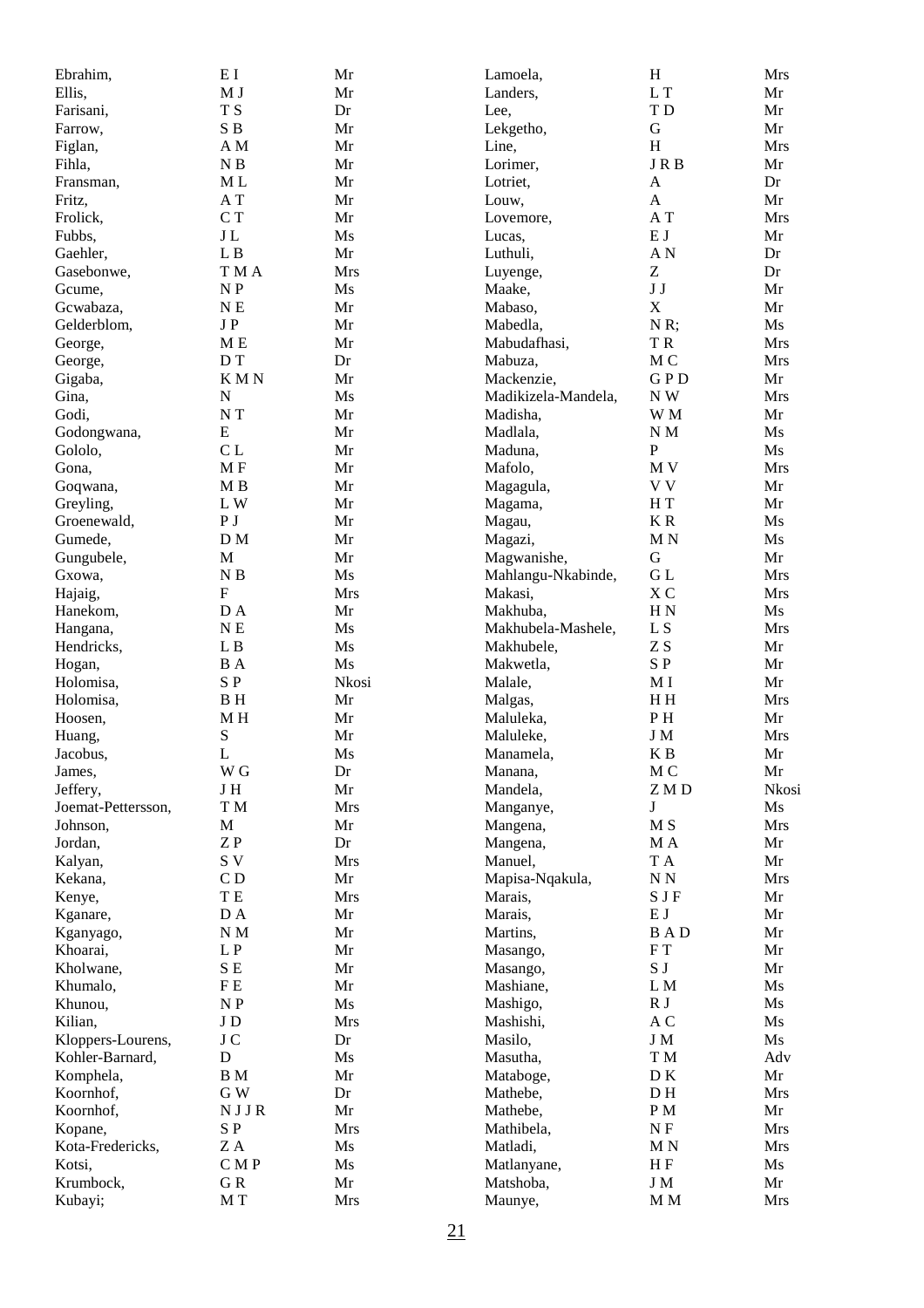| | | | | | |
|---|---|---|---|---|---|
| Ebrahim, | E I | Mr | Lamoela, | H | Mrs |
| Ellis, | M J | Mr | Landers, | L T | Mr |
| Farisani, | T S | Dr | Lee, | T D | Mr |
| Farrow, | S B | Mr | Lekgetho, | G | Mr |
| Figlan, | A M | Mr | Line, | H | Mrs |
| Fihla, | N B | Mr | Lorimer, | J R B | Mr |
| Fransman, | M L | Mr | Lotriet, | A | Dr |
| Fritz, | A T | Mr | Louw, | A | Mr |
| Frolick, | C T | Mr | Lovemore, | A T | Mrs |
| Fubbs, | J L | Ms | Lucas, | E J | Mr |
| Gaehler, | L B | Mr | Luthuli, | A N | Dr |
| Gasebonwe, | T M A | Mrs | Luyenge, | Z | Dr |
| Gcume, | N P | Ms | Maake, | J J | Mr |
| Gcwabaza, | N E | Mr | Mabaso, | X | Mr |
| Gelderblom, | J P | Mr | Mabedla, | N R; | Ms |
| George, | M E | Mr | Mabudafhasi, | T R | Mrs |
| George, | D T | Dr | Mabuza, | M C | Mrs |
| Gigaba, | K M N | Mr | Mackenzie, | G P D | Mr |
| Gina, | N | Ms | Madikizela-Mandela, | N W | Mrs |
| Godi, | N T | Mr | Madisha, | W M | Mr |
| Godongwana, | E | Mr | Madlala, | N M | Ms |
| Gololo, | C L | Mr | Maduna, | P | Ms |
| Gona, | M F | Mr | Mafolo, | M V | Mrs |
| Goqwana, | M B | Mr | Magagula, | V V | Mr |
| Greyling, | L W | Mr | Magama, | H T | Mr |
| Groenewald, | P J | Mr | Magau, | K R | Ms |
| Gumede, | D M | Mr | Magazi, | M N | Ms |
| Gungubele, | M | Mr | Magwanishe, | G | Mr |
| Gxowa, | N B | Ms | Mahlangu-Nkabinde, | G L | Mrs |
| Hajaig, | F | Mrs | Makasi, | X C | Mrs |
| Hanekom, | D A | Mr | Makhuba, | H N | Ms |
| Hangana, | N E | Ms | Makhubela-Mashele, | L S | Mrs |
| Hendricks, | L B | Ms | Makhubele, | Z S | Mr |
| Hogan, | B A | Ms | Makwetla, | S P | Mr |
| Holomisa, | S P | Nkosi | Malale, | M I | Mr |
| Holomisa, | B H | Mr | Malgas, | H H | Mrs |
| Hoosen, | M H | Mr | Maluleka, | P H | Mr |
| Huang, | S | Mr | Maluleke, | J M | Mrs |
| Jacobus, | L | Ms | Manamela, | K B | Mr |
| James, | W G | Dr | Manana, | M C | Mr |
| Jeffery, | J H | Mr | Mandela, | Z M D | Nkosi |
| Joemat-Pettersson, | T M | Mrs | Manganye, | J | Ms |
| Johnson, | M | Mr | Mangena, | M S | Mrs |
| Jordan, | Z P | Dr | Mangena, | M A | Mr |
| Kalyan, | S V | Mrs | Manuel, | T A | Mr |
| Kekana, | C D | Mr | Mapisa-Nqakula, | N N | Mrs |
| Kenye, | T E | Mrs | Marais, | S J F | Mr |
| Kganare, | D A | Mr | Marais, | E J | Mr |
| Kganyago, | N M | Mr | Martins, | B A D | Mr |
| Khoarai, | L P | Mr | Masango, | F T | Mr |
| Kholwane, | S E | Mr | Masango, | S J | Mr |
| Khumalo, | F E | Mr | Mashiane, | L M | Ms |
| Khunou, | N P | Ms | Mashigo, | R J | Ms |
| Kilian, | J D | Mrs | Mashishi, | A C | Ms |
| Kloppers-Lourens, | J C | Dr | Masilo, | J M | Ms |
| Kohler-Barnard, | D | Ms | Masutha, | T M | Adv |
| Komphela, | B M | Mr | Mataboge, | D K | Mr |
| Koornhof, | G W | Dr | Mathebe, | D H | Mrs |
| Koornhof, | N J J R | Mr | Mathebe, | P M | Mr |
| Kopane, | S P | Mrs | Mathibela, | N F | Mrs |
| Kota-Fredericks, | Z A | Ms | Matladi, | M N | Mrs |
| Kotsi, | C M P | Ms | Matlanyane, | H F | Ms |
| Krumbock, | G R | Mr | Matshoba, | J M | Mr |
| Kubayi; | M T | Mrs | Maunye, | M M | Mrs |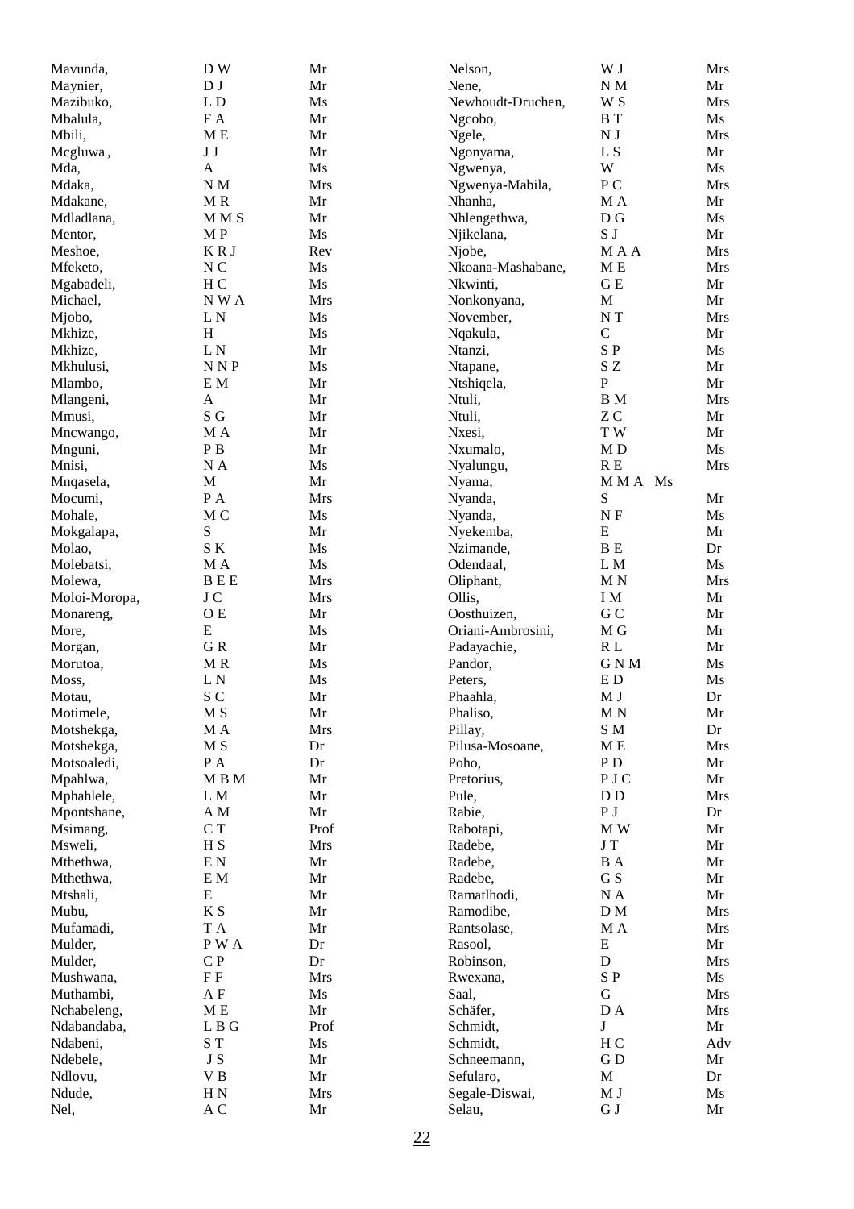| | | |
|---|---|---|
| Mavunda, | D W | Mr |
| Maynier, | D J | Mr |
| Mazibuko, | L D | Ms |
| Mbalula, | F A | Mr |
| Mbili, | M E | Mr |
| Mcgluwa , | J J | Mr |
| Mda, | A | Ms |
| Mdaka, | N M | Mrs |
| Mdakane, | M R | Mr |
| Mdladlana, | M M S | Mr |
| Mentor, | M P | Ms |
| Meshoe, | K R J | Rev |
| Mfeketo, | N C | Ms |
| Mgabadeli, | H C | Ms |
| Michael, | N W A | Mrs |
| Mjobo, | L N | Ms |
| Mkhize, | H | Ms |
| Mkhize, | L N | Mr |
| Mkhulusi, | N N P | Ms |
| Mlambo, | E M | Mr |
| Mlangeni, | A | Mr |
| Mmusi, | S G | Mr |
| Mncwango, | M A | Mr |
| Mnguni, | P B | Mr |
| Mnisi, | N A | Ms |
| Mnqasela, | M | Mr |
| Mocumi, | P A | Mrs |
| Mohale, | M C | Ms |
| Mokgalapa, | S | Mr |
| Molao, | S K | Ms |
| Molebatsi, | M A | Ms |
| Molewa, | B E E | Mrs |
| Moloi-Moropa, | J C | Mrs |
| Monareng, | O E | Mr |
| More, | E | Ms |
| Morgan, | G R | Mr |
| Morutoa, | M R | Ms |
| Moss, | L N | Ms |
| Motau, | S C | Mr |
| Motimele, | M S | Mr |
| Motshekga, | M A | Mrs |
| Motshekga, | M S | Dr |
| Motsoaledi, | P A | Dr |
| Mpahlwa, | M B M | Mr |
| Mphahlele, | L M | Mr |
| Mpontshane, | A M | Mr |
| Msimang, | C T | Prof |
| Msweli, | H S | Mrs |
| Mthethwa, | E N | Mr |
| Mthethwa, | E M | Mr |
| Mtshali, | E | Mr |
| Mubu, | K S | Mr |
| Mufamadi, | T A | Mr |
| Mulder, | P W A | Dr |
| Mulder, | C P | Dr |
| Mushwana, | F F | Mrs |
| Muthambi, | A F | Ms |
| Nchabeleng, | M E | Mr |
| Ndabandaba, | L B G | Prof |
| Ndabeni, | S T | Ms |
| Ndebele, | J S | Mr |
| Ndlovu, | V B | Mr |
| Ndude, | H N | Mrs |
| Nel, | A C | Mr |
| Nelson, | W J | Mrs |
| Nene, | N M | Mr |
| Newhoudt-Druchen, | W S | Mrs |
| Ngcobo, | B T | Ms |
| Ngele, | N J | Mrs |
| Ngonyama, | L S | Mr |
| Ngwenya, | W | Ms |
| Ngwenya-Mabila, | P C | Mrs |
| Nhanha, | M A | Mr |
| Nhlengethwa, | D G | Ms |
| Njikelana, | S J | Mr |
| Njobe, | M A A | Mrs |
| Nkoana-Mashabane, | M E | Mrs |
| Nkwinti, | G E | Mr |
| Nonkonyana, | M | Mr |
| November, | N T | Mrs |
| Nqakula, | C | Mr |
| Ntanzi, | S P | Ms |
| Ntapane, | S Z | Mr |
| Ntshiqela, | P | Mr |
| Ntuli, | B M | Mrs |
| Ntuli, | Z C | Mr |
| Nxesi, | T W | Mr |
| Nxumalo, | M D | Ms |
| Nyalungu, | R E | Mrs |
| Nyama, | M M A | Ms |
| Nyanda, | S | Mr |
| Nyanda, | N F | Ms |
| Nyekemba, | E | Mr |
| Nzimande, | B E | Dr |
| Odendaal, | L M | Ms |
| Oliphant, | M N | Mrs |
| Ollis, | I M | Mr |
| Oosthuizen, | G C | Mr |
| Oriani-Ambrosini, | M G | Mr |
| Padayachie, | R L | Mr |
| Pandor, | G N M | Ms |
| Peters, | E D | Ms |
| Phaahla, | M J | Dr |
| Phaliso, | M N | Mr |
| Pillay, | S M | Dr |
| Pilusa-Mosoane, | M E | Mrs |
| Poho, | P D | Mr |
| Pretorius, | P J C | Mr |
| Pule, | D D | Mrs |
| Rabie, | P J | Dr |
| Rabotapi, | M W | Mr |
| Radebe, | J T | Mr |
| Radebe, | B A | Mr |
| Radebe, | G S | Mr |
| Ramatlhodi, | N A | Mr |
| Ramodibe, | D M | Mrs |
| Rantsolase, | M A | Mrs |
| Rasool, | E | Mr |
| Robinson, | D | Mrs |
| Rwexana, | S P | Ms |
| Saal, | G | Mrs |
| Schäfer, | D A | Mrs |
| Schmidt, | J | Mr |
| Schmidt, | H C | Adv |
| Schneemann, | G D | Mr |
| Sefularo, | M | Dr |
| Segale-Diswai, | M J | Ms |
| Selau, | G J | Mr |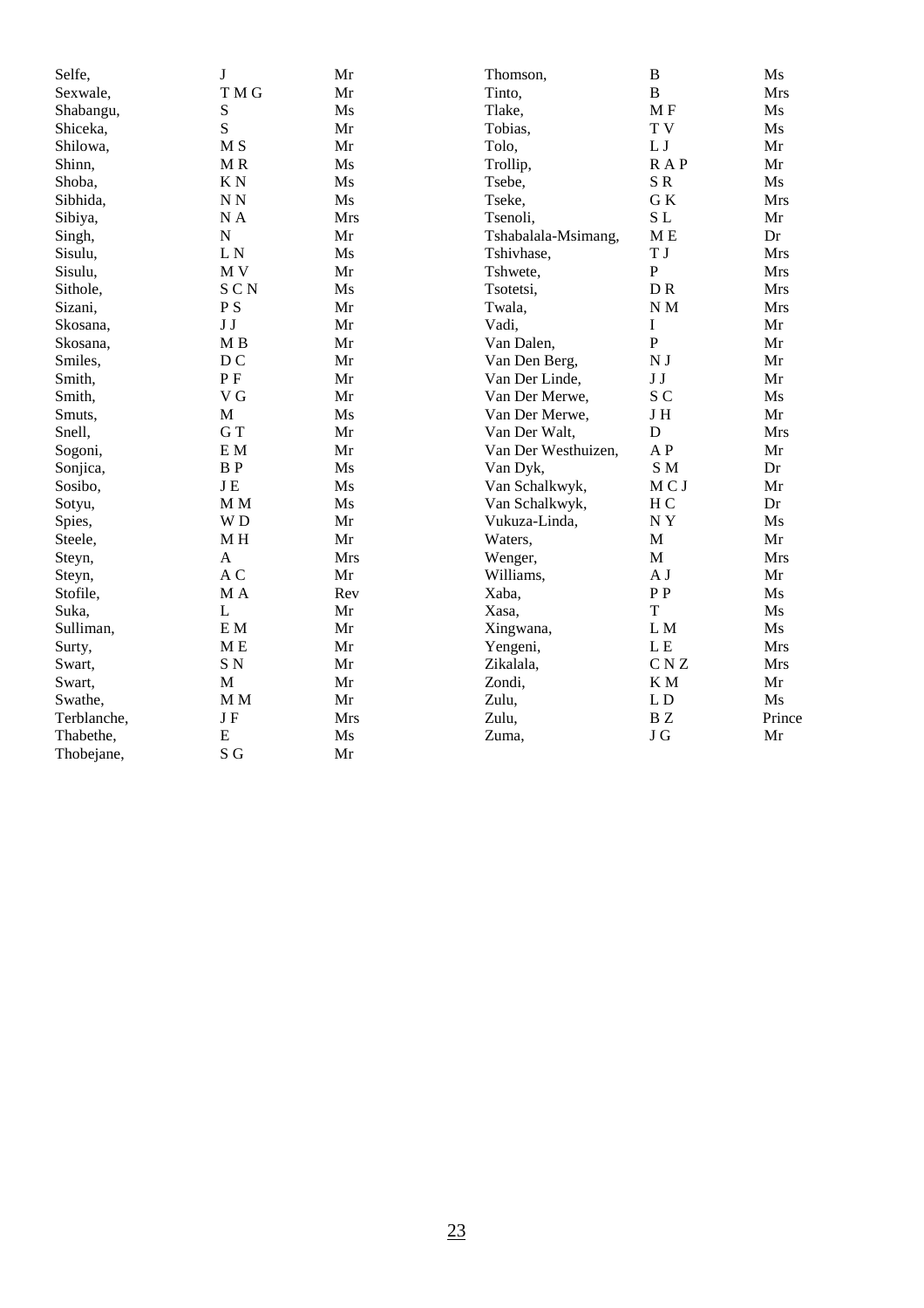| | | |
|---|---|---|
| Selfe, | J | Mr |
| Sexwale, | T M G | Mr |
| Shabangu, | S | Ms |
| Shiceka, | S | Mr |
| Shilowa, | M S | Mr |
| Shinn, | M R | Ms |
| Shoba, | K N | Ms |
| Sibhida, | N N | Ms |
| Sibiya, | N A | Mrs |
| Singh, | N | Mr |
| Sisulu, | L N | Ms |
| Sisulu, | M V | Mr |
| Sithole, | S C N | Ms |
| Sizani, | P S | Mr |
| Skosana, | J J | Mr |
| Skosana, | M B | Mr |
| Smiles, | D C | Mr |
| Smith, | P F | Mr |
| Smith, | V G | Mr |
| Smuts, | M | Ms |
| Snell, | G T | Mr |
| Sogoni, | E M | Mr |
| Sonjica, | B P | Ms |
| Sosibo, | J E | Ms |
| Sotyu, | M M | Ms |
| Spies, | W D | Mr |
| Steele, | M H | Mr |
| Steyn, | A | Mrs |
| Steyn, | A C | Mr |
| Stofile, | M A | Rev |
| Suka, | L | Mr |
| Sulliman, | E M | Mr |
| Surty, | M E | Mr |
| Swart, | S N | Mr |
| Swart, | M | Mr |
| Swathe, | M M | Mr |
| Terblanche, | J F | Mrs |
| Thabethe, | E | Ms |
| Thobejane, | S G | Mr |
| Thomson, | B | Ms |
| Tinto, | B | Mrs |
| Tlake, | M F | Ms |
| Tobias, | T V | Ms |
| Tolo, | L J | Mr |
| Trollip, | R A P | Mr |
| Tsebe, | S R | Ms |
| Tseke, | G K | Mrs |
| Tsenoli, | S L | Mr |
| Tshabalala-Msimang, | M E | Dr |
| Tshivhase, | T J | Mrs |
| Tshwete, | P | Mrs |
| Tsotetsi, | D R | Mrs |
| Twala, | N M | Mrs |
| Vadi, | I | Mr |
| Van Dalen, | P | Mr |
| Van Den Berg, | N J | Mr |
| Van Der Linde, | J J | Mr |
| Van Der Merwe, | S C | Ms |
| Van Der Merwe, | J H | Mr |
| Van Der Walt, | D | Mrs |
| Van Der Westhuizen, | A P | Mr |
| Van Dyk, | S M | Dr |
| Van Schalkwyk, | M C J | Mr |
| Van Schalkwyk, | H C | Dr |
| Vukuza-Linda, | N Y | Ms |
| Waters, | M | Mr |
| Wenger, | M | Mrs |
| Williams, | A J | Mr |
| Xaba, | P P | Ms |
| Xasa, | T | Ms |
| Xingwana, | L M | Ms |
| Yengeni, | L E | Mrs |
| Zikalala, | C N Z | Mrs |
| Zondi, | K M | Mr |
| Zulu, | L D | Ms |
| Zulu, | B Z | Prince |
| Zuma, | J G | Mr |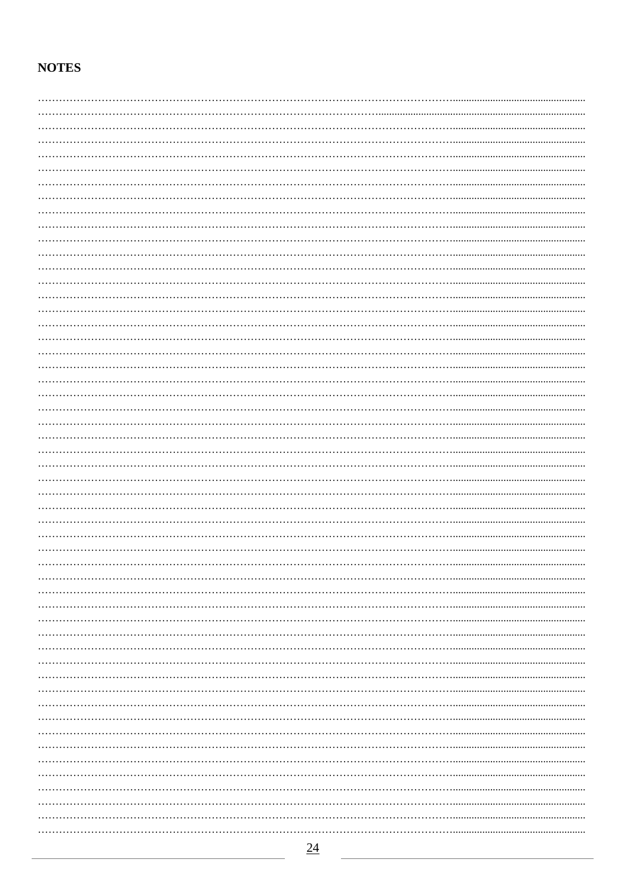**NOTES**